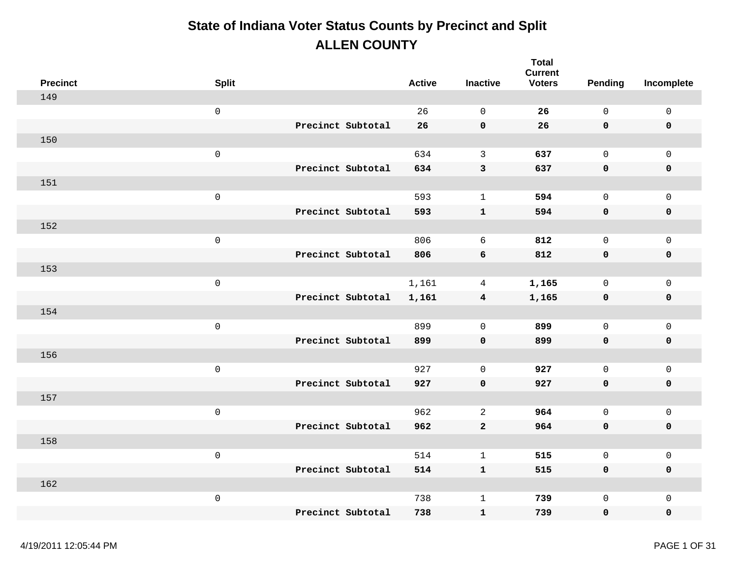# State of Indiana Voter Status Counts by Precinct and Split

## ALLEN COUNTY

| Precinct | Split | | Active | Inactive | Total Current Voters | Pending | Incomplete |
|---|---|---|---|---|---|---|---|
| 149 | | | | | | | |
| | 0 | | 26 | 0 | **26** | 0 | 0 |
| | | **Precinct Subtotal** | **26** | **0** | **26** | **0** | **0** |
| 150 | | | | | | | |
| | 0 | | 634 | 3 | **637** | 0 | 0 |
| | | **Precinct Subtotal** | **634** | **3** | **637** | **0** | **0** |
| 151 | | | | | | | |
| | 0 | | 593 | 1 | **594** | 0 | 0 |
| | | **Precinct Subtotal** | **593** | **1** | **594** | **0** | **0** |
| 152 | | | | | | | |
| | 0 | | 806 | 6 | **812** | 0 | 0 |
| | | **Precinct Subtotal** | **806** | **6** | **812** | **0** | **0** |
| 153 | | | | | | | |
| | 0 | | 1,161 | 4 | **1,165** | 0 | 0 |
| | | **Precinct Subtotal** | **1,161** | **4** | **1,165** | **0** | **0** |
| 154 | | | | | | | |
| | 0 | | 899 | 0 | **899** | 0 | 0 |
| | | **Precinct Subtotal** | **899** | **0** | **899** | **0** | **0** |
| 156 | | | | | | | |
| | 0 | | 927 | 0 | **927** | 0 | 0 |
| | | **Precinct Subtotal** | **927** | **0** | **927** | **0** | **0** |
| 157 | | | | | | | |
| | 0 | | 962 | 2 | **964** | 0 | 0 |
| | | **Precinct Subtotal** | **962** | **2** | **964** | **0** | **0** |
| 158 | | | | | | | |
| | 0 | | 514 | 1 | **515** | 0 | 0 |
| | | **Precinct Subtotal** | **514** | **1** | **515** | **0** | **0** |
| 162 | | | | | | | |
| | 0 | | 738 | 1 | **739** | 0 | 0 |
| | | **Precinct Subtotal** | **738** | **1** | **739** | **0** | **0** |

4/19/2011 12:05:44 PM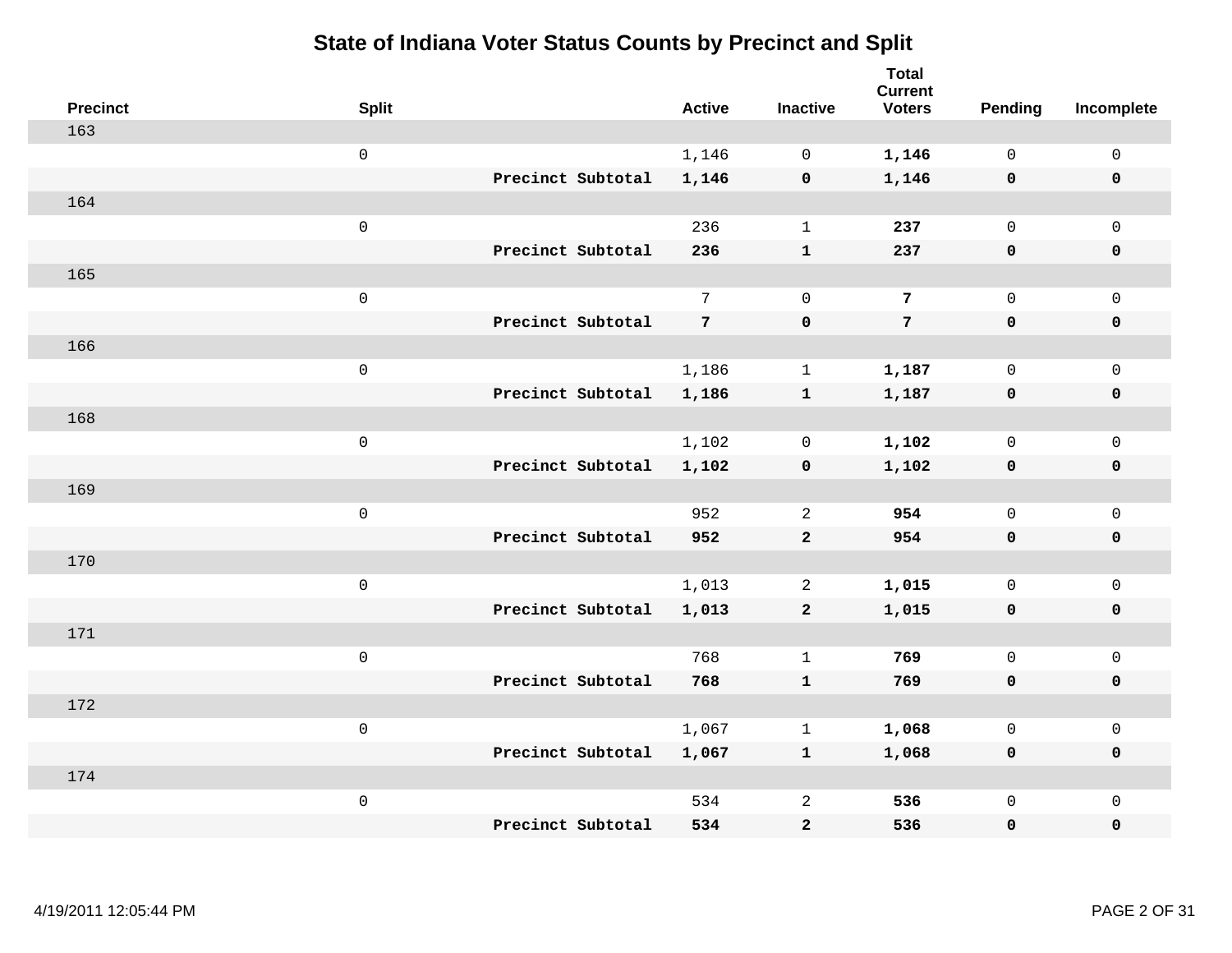# State of Indiana Voter Status Counts by Precinct and Split

| Precinct | Split | | Active | Inactive | Total Current Voters | Pending | Incomplete |
|---|---|---|---|---|---|---|---|
| 163 | | | | | | | |
| | 0 | | 1,146 | 0 | **1,146** | 0 | 0 |
| | | **Precinct Subtotal** | **1,146** | **0** | **1,146** | **0** | **0** |
| 164 | | | | | | | |
| | 0 | | 236 | 1 | **237** | 0 | 0 |
| | | **Precinct Subtotal** | **236** | **1** | **237** | **0** | **0** |
| 165 | | | | | | | |
| | 0 | | 7 | 0 | **7** | 0 | 0 |
| | | **Precinct Subtotal** | **7** | **0** | **7** | **0** | **0** |
| 166 | | | | | | | |
| | 0 | | 1,186 | 1 | **1,187** | 0 | 0 |
| | | **Precinct Subtotal** | **1,186** | **1** | **1,187** | **0** | **0** |
| 168 | | | | | | | |
| | 0 | | 1,102 | 0 | **1,102** | 0 | 0 |
| | | **Precinct Subtotal** | **1,102** | **0** | **1,102** | **0** | **0** |
| 169 | | | | | | | |
| | 0 | | 952 | 2 | **954** | 0 | 0 |
| | | **Precinct Subtotal** | **952** | **2** | **954** | **0** | **0** |
| 170 | | | | | | | |
| | 0 | | 1,013 | 2 | **1,015** | 0 | 0 |
| | | **Precinct Subtotal** | **1,013** | **2** | **1,015** | **0** | **0** |
| 171 | | | | | | | |
| | 0 | | 768 | 1 | **769** | 0 | 0 |
| | | **Precinct Subtotal** | **768** | **1** | **769** | **0** | **0** |
| 172 | | | | | | | |
| | 0 | | 1,067 | 1 | **1,068** | 0 | 0 |
| | | **Precinct Subtotal** | **1,067** | **1** | **1,068** | **0** | **0** |
| 174 | | | | | | | |
| | 0 | | 534 | 2 | **536** | 0 | 0 |
| | | **Precinct Subtotal** | **534** | **2** | **536** | **0** | **0** |

4/19/2011 12:05:44 PM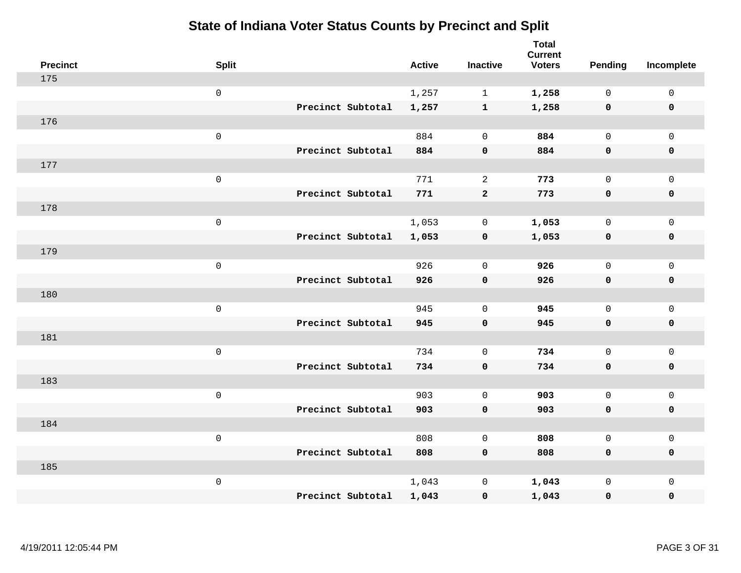# State of Indiana Voter Status Counts by Precinct and Split

| Precinct | Split | | Active | Inactive | Total Current Voters | Pending | Incomplete |
|---|---|---|---|---|---|---|---|
| 175 | | | | | | | |
| | 0 | | 1,257 | 1 | **1,258** | 0 | 0 |
| | | **Precinct Subtotal** | **1,257** | **1** | **1,258** | **0** | **0** |
| 176 | | | | | | | |
| | 0 | | 884 | 0 | **884** | 0 | 0 |
| | | **Precinct Subtotal** | **884** | **0** | **884** | **0** | **0** |
| 177 | | | | | | | |
| | 0 | | 771 | 2 | **773** | 0 | 0 |
| | | **Precinct Subtotal** | **771** | **2** | **773** | **0** | **0** |
| 178 | | | | | | | |
| | 0 | | 1,053 | 0 | **1,053** | 0 | 0 |
| | | **Precinct Subtotal** | **1,053** | **0** | **1,053** | **0** | **0** |
| 179 | | | | | | | |
| | 0 | | 926 | 0 | **926** | 0 | 0 |
| | | **Precinct Subtotal** | **926** | **0** | **926** | **0** | **0** |
| 180 | | | | | | | |
| | 0 | | 945 | 0 | **945** | 0 | 0 |
| | | **Precinct Subtotal** | **945** | **0** | **945** | **0** | **0** |
| 181 | | | | | | | |
| | 0 | | 734 | 0 | **734** | 0 | 0 |
| | | **Precinct Subtotal** | **734** | **0** | **734** | **0** | **0** |
| 183 | | | | | | | |
| | 0 | | 903 | 0 | **903** | 0 | 0 |
| | | **Precinct Subtotal** | **903** | **0** | **903** | **0** | **0** |
| 184 | | | | | | | |
| | 0 | | 808 | 0 | **808** | 0 | 0 |
| | | **Precinct Subtotal** | **808** | **0** | **808** | **0** | **0** |
| 185 | | | | | | | |
| | 0 | | 1,043 | 0 | **1,043** | 0 | 0 |
| | | **Precinct Subtotal** | **1,043** | **0** | **1,043** | **0** | **0** |

4/19/2011 12:05:44 PM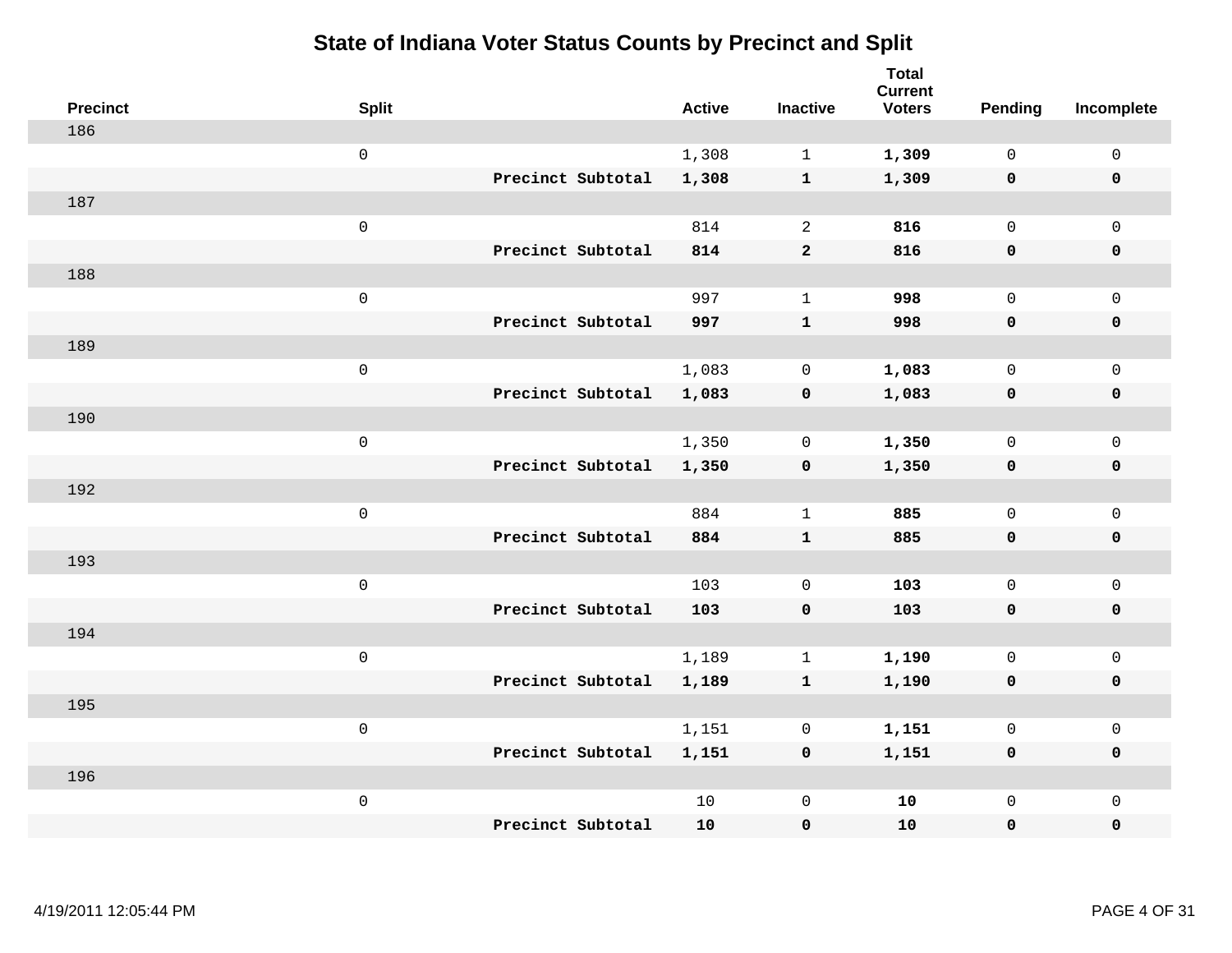# State of Indiana Voter Status Counts by Precinct and Split

| Precinct | Split | | Active | Inactive | Total Current Voters | Pending | Incomplete |
|---|---|---|---|---|---|---|---|
| 186 | | | | | | | |
| | 0 | | 1,308 | 1 | **1,309** | 0 | 0 |
| | | **Precinct Subtotal** | **1,308** | **1** | **1,309** | **0** | **0** |
| 187 | | | | | | | |
| | 0 | | 814 | 2 | **816** | 0 | 0 |
| | | **Precinct Subtotal** | **814** | **2** | **816** | **0** | **0** |
| 188 | | | | | | | |
| | 0 | | 997 | 1 | **998** | 0 | 0 |
| | | **Precinct Subtotal** | **997** | **1** | **998** | **0** | **0** |
| 189 | | | | | | | |
| | 0 | | 1,083 | 0 | **1,083** | 0 | 0 |
| | | **Precinct Subtotal** | **1,083** | **0** | **1,083** | **0** | **0** |
| 190 | | | | | | | |
| | 0 | | 1,350 | 0 | **1,350** | 0 | 0 |
| | | **Precinct Subtotal** | **1,350** | **0** | **1,350** | **0** | **0** |
| 192 | | | | | | | |
| | 0 | | 884 | 1 | **885** | 0 | 0 |
| | | **Precinct Subtotal** | **884** | **1** | **885** | **0** | **0** |
| 193 | | | | | | | |
| | 0 | | 103 | 0 | **103** | 0 | 0 |
| | | **Precinct Subtotal** | **103** | **0** | **103** | **0** | **0** |
| 194 | | | | | | | |
| | 0 | | 1,189 | 1 | **1,190** | 0 | 0 |
| | | **Precinct Subtotal** | **1,189** | **1** | **1,190** | **0** | **0** |
| 195 | | | | | | | |
| | 0 | | 1,151 | 0 | **1,151** | 0 | 0 |
| | | **Precinct Subtotal** | **1,151** | **0** | **1,151** | **0** | **0** |
| 196 | | | | | | | |
| | 0 | | 10 | 0 | **10** | 0 | 0 |
| | | **Precinct Subtotal** | **10** | **0** | **10** | **0** | **0** |

4/19/2011 12:05:44 PM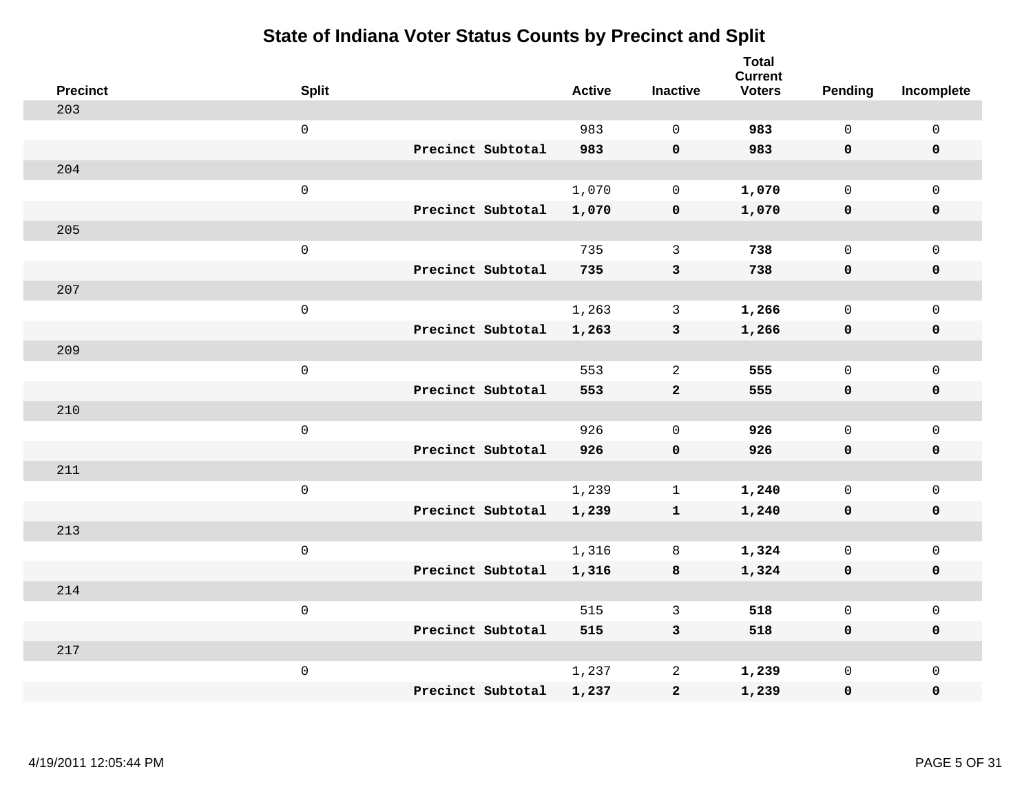# State of Indiana Voter Status Counts by Precinct and Split

| Precinct | Split | | Active | Inactive | Total Current Voters | Pending | Incomplete |
|---|---|---|---|---|---|---|---|
| 203 | | | | | | | |
| | 0 | | 983 | 0 | **983** | 0 | 0 |
| | | **Precinct Subtotal** | **983** | **0** | **983** | **0** | **0** |
| 204 | | | | | | | |
| | 0 | | 1,070 | 0 | **1,070** | 0 | 0 |
| | | **Precinct Subtotal** | **1,070** | **0** | **1,070** | **0** | **0** |
| 205 | | | | | | | |
| | 0 | | 735 | 3 | **738** | 0 | 0 |
| | | **Precinct Subtotal** | **735** | **3** | **738** | **0** | **0** |
| 207 | | | | | | | |
| | 0 | | 1,263 | 3 | **1,266** | 0 | 0 |
| | | **Precinct Subtotal** | **1,263** | **3** | **1,266** | **0** | **0** |
| 209 | | | | | | | |
| | 0 | | 553 | 2 | **555** | 0 | 0 |
| | | **Precinct Subtotal** | **553** | **2** | **555** | **0** | **0** |
| 210 | | | | | | | |
| | 0 | | 926 | 0 | **926** | 0 | 0 |
| | | **Precinct Subtotal** | **926** | **0** | **926** | **0** | **0** |
| 211 | | | | | | | |
| | 0 | | 1,239 | 1 | **1,240** | 0 | 0 |
| | | **Precinct Subtotal** | **1,239** | **1** | **1,240** | **0** | **0** |
| 213 | | | | | | | |
| | 0 | | 1,316 | 8 | **1,324** | 0 | 0 |
| | | **Precinct Subtotal** | **1,316** | **8** | **1,324** | **0** | **0** |
| 214 | | | | | | | |
| | 0 | | 515 | 3 | **518** | 0 | 0 |
| | | **Precinct Subtotal** | **515** | **3** | **518** | **0** | **0** |
| 217 | | | | | | | |
| | 0 | | 1,237 | 2 | **1,239** | 0 | 0 |
| | | **Precinct Subtotal** | **1,237** | **2** | **1,239** | **0** | **0** |

4/19/2011 12:05:44 PM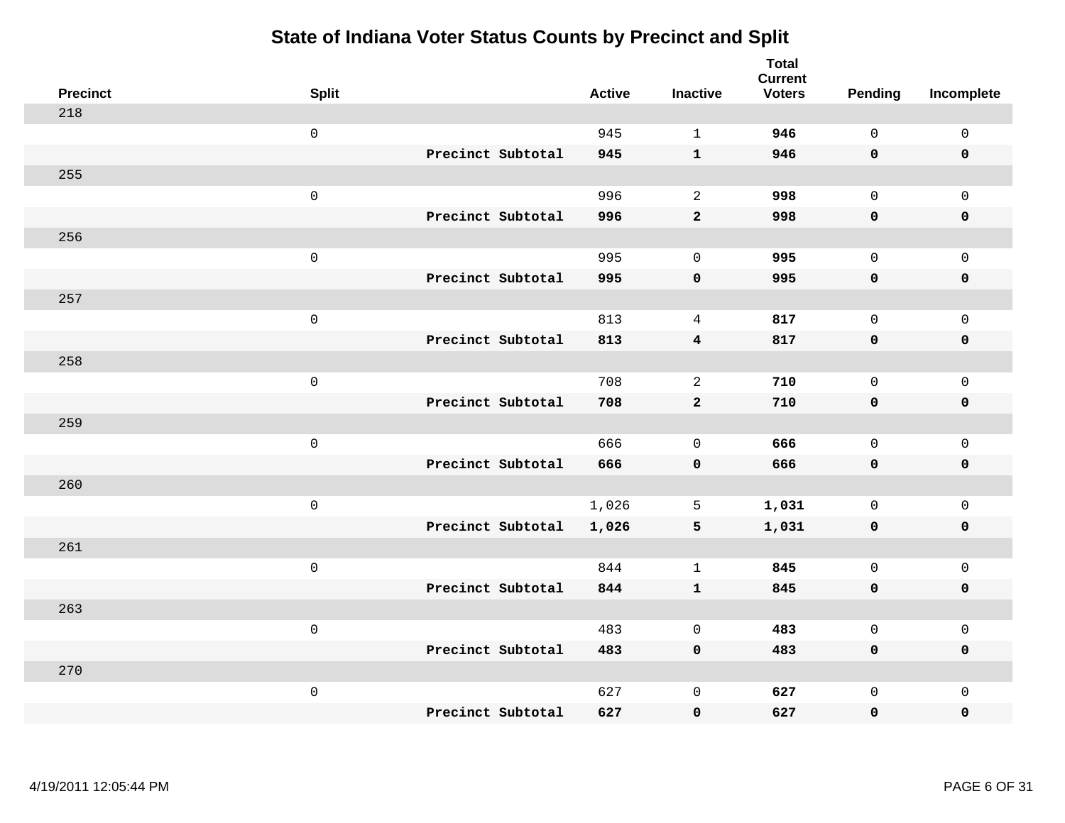# State of Indiana Voter Status Counts by Precinct and Split

| Precinct | Split | | Active | Inactive | Total Current Voters | Pending | Incomplete |
|---|---|---|---|---|---|---|---|
| 218 | | | | | | | |
| | 0 | | 945 | 1 | **946** | 0 | 0 |
| | | **Precinct Subtotal** | **945** | **1** | **946** | **0** | **0** |
| 255 | | | | | | | |
| | 0 | | 996 | 2 | **998** | 0 | 0 |
| | | **Precinct Subtotal** | **996** | **2** | **998** | **0** | **0** |
| 256 | | | | | | | |
| | 0 | | 995 | 0 | **995** | 0 | 0 |
| | | **Precinct Subtotal** | **995** | **0** | **995** | **0** | **0** |
| 257 | | | | | | | |
| | 0 | | 813 | 4 | **817** | 0 | 0 |
| | | **Precinct Subtotal** | **813** | **4** | **817** | **0** | **0** |
| 258 | | | | | | | |
| | 0 | | 708 | 2 | **710** | 0 | 0 |
| | | **Precinct Subtotal** | **708** | **2** | **710** | **0** | **0** |
| 259 | | | | | | | |
| | 0 | | 666 | 0 | **666** | 0 | 0 |
| | | **Precinct Subtotal** | **666** | **0** | **666** | **0** | **0** |
| 260 | | | | | | | |
| | 0 | | 1,026 | 5 | **1,031** | 0 | 0 |
| | | **Precinct Subtotal** | **1,026** | **5** | **1,031** | **0** | **0** |
| 261 | | | | | | | |
| | 0 | | 844 | 1 | **845** | 0 | 0 |
| | | **Precinct Subtotal** | **844** | **1** | **845** | **0** | **0** |
| 263 | | | | | | | |
| | 0 | | 483 | 0 | **483** | 0 | 0 |
| | | **Precinct Subtotal** | **483** | **0** | **483** | **0** | **0** |
| 270 | | | | | | | |
| | 0 | | 627 | 0 | **627** | 0 | 0 |
| | | **Precinct Subtotal** | **627** | **0** | **627** | **0** | **0** |

4/19/2011 12:05:44 PM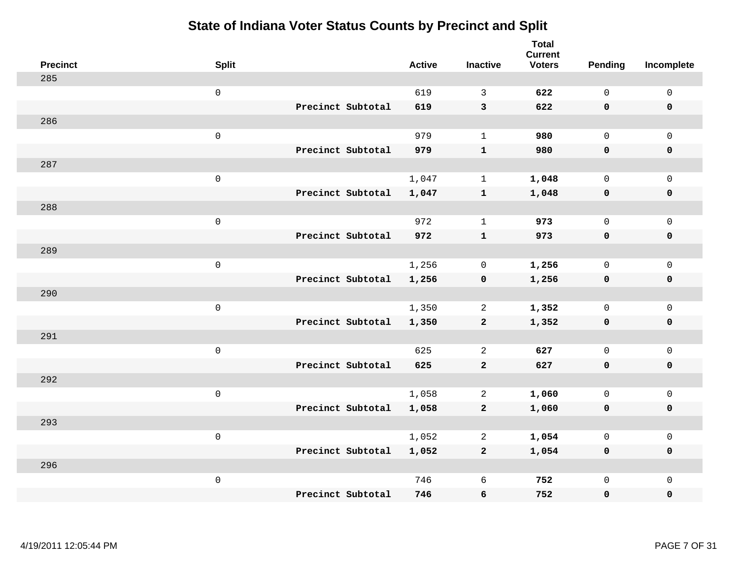# State of Indiana Voter Status Counts by Precinct and Split

| Precinct | Split | | Active | Inactive | Total Current Voters | Pending | Incomplete |
|---|---|---|---|---|---|---|---|
| 285 | | | | | | | |
| | 0 | | 619 | 3 | **622** | 0 | 0 |
| | | **Precinct Subtotal** | **619** | **3** | **622** | **0** | **0** |
| 286 | | | | | | | |
| | 0 | | 979 | 1 | **980** | 0 | 0 |
| | | **Precinct Subtotal** | **979** | **1** | **980** | **0** | **0** |
| 287 | | | | | | | |
| | 0 | | 1,047 | 1 | **1,048** | 0 | 0 |
| | | **Precinct Subtotal** | **1,047** | **1** | **1,048** | **0** | **0** |
| 288 | | | | | | | |
| | 0 | | 972 | 1 | **973** | 0 | 0 |
| | | **Precinct Subtotal** | **972** | **1** | **973** | **0** | **0** |
| 289 | | | | | | | |
| | 0 | | 1,256 | 0 | **1,256** | 0 | 0 |
| | | **Precinct Subtotal** | **1,256** | **0** | **1,256** | **0** | **0** |
| 290 | | | | | | | |
| | 0 | | 1,350 | 2 | **1,352** | 0 | 0 |
| | | **Precinct Subtotal** | **1,350** | **2** | **1,352** | **0** | **0** |
| 291 | | | | | | | |
| | 0 | | 625 | 2 | **627** | 0 | 0 |
| | | **Precinct Subtotal** | **625** | **2** | **627** | **0** | **0** |
| 292 | | | | | | | |
| | 0 | | 1,058 | 2 | **1,060** | 0 | 0 |
| | | **Precinct Subtotal** | **1,058** | **2** | **1,060** | **0** | **0** |
| 293 | | | | | | | |
| | 0 | | 1,052 | 2 | **1,054** | 0 | 0 |
| | | **Precinct Subtotal** | **1,052** | **2** | **1,054** | **0** | **0** |
| 296 | | | | | | | |
| | 0 | | 746 | 6 | **752** | 0 | 0 |
| | | **Precinct Subtotal** | **746** | **6** | **752** | **0** | **0** |

4/19/2011 12:05:44 PM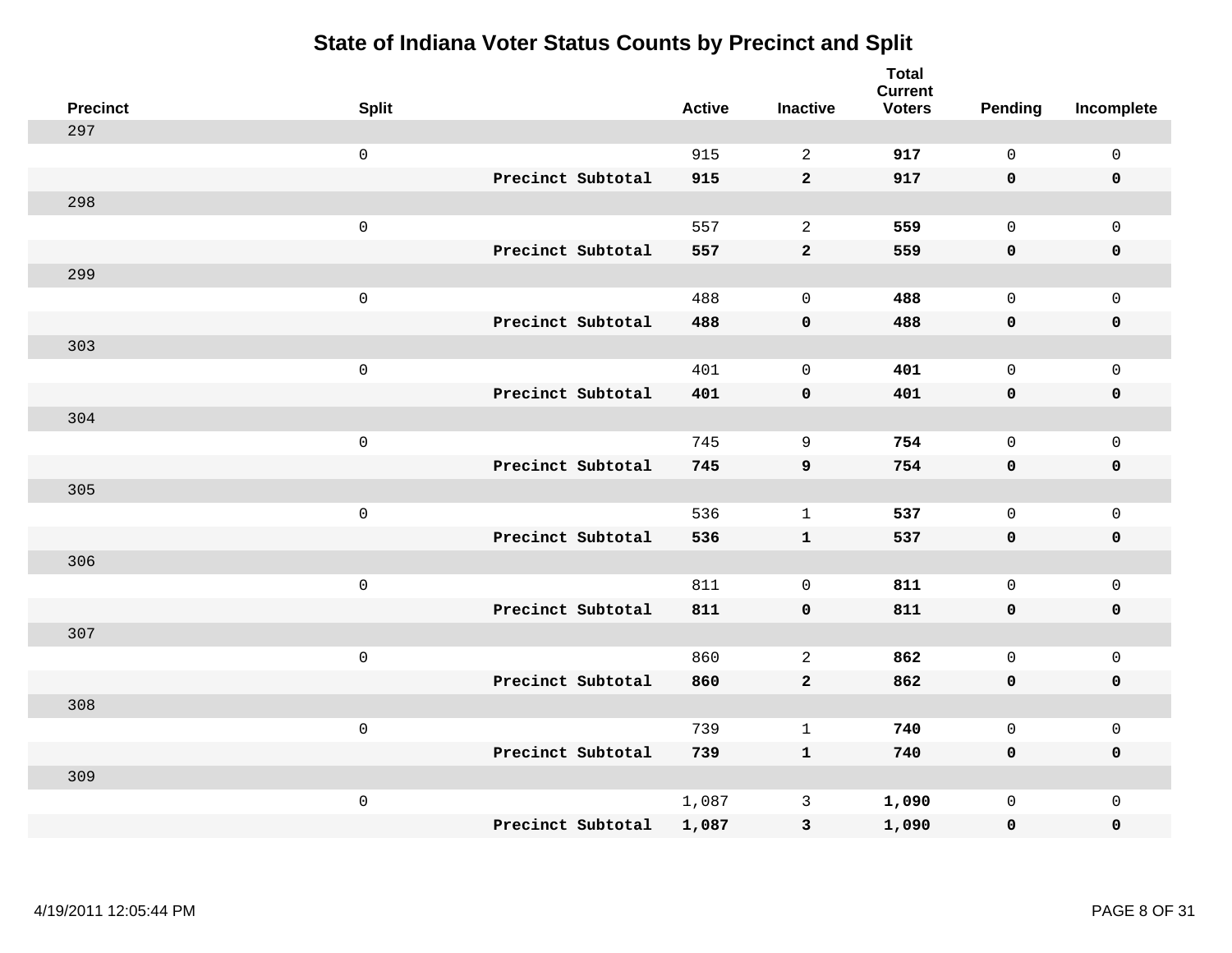# State of Indiana Voter Status Counts by Precinct and Split

| Precinct | Split | | Active | Inactive | Total Current Voters | Pending | Incomplete |
|---|---|---|---|---|---|---|---|
| 297 | | | | | | | |
| | 0 | | 915 | 2 | **917** | 0 | 0 |
| | | **Precinct Subtotal** | **915** | **2** | **917** | **0** | **0** |
| 298 | | | | | | | |
| | 0 | | 557 | 2 | **559** | 0 | 0 |
| | | **Precinct Subtotal** | **557** | **2** | **559** | **0** | **0** |
| 299 | | | | | | | |
| | 0 | | 488 | 0 | **488** | 0 | 0 |
| | | **Precinct Subtotal** | **488** | **0** | **488** | **0** | **0** |
| 303 | | | | | | | |
| | 0 | | 401 | 0 | **401** | 0 | 0 |
| | | **Precinct Subtotal** | **401** | **0** | **401** | **0** | **0** |
| 304 | | | | | | | |
| | 0 | | 745 | 9 | **754** | 0 | 0 |
| | | **Precinct Subtotal** | **745** | **9** | **754** | **0** | **0** |
| 305 | | | | | | | |
| | 0 | | 536 | 1 | **537** | 0 | 0 |
| | | **Precinct Subtotal** | **536** | **1** | **537** | **0** | **0** |
| 306 | | | | | | | |
| | 0 | | 811 | 0 | **811** | 0 | 0 |
| | | **Precinct Subtotal** | **811** | **0** | **811** | **0** | **0** |
| 307 | | | | | | | |
| | 0 | | 860 | 2 | **862** | 0 | 0 |
| | | **Precinct Subtotal** | **860** | **2** | **862** | **0** | **0** |
| 308 | | | | | | | |
| | 0 | | 739 | 1 | **740** | 0 | 0 |
| | | **Precinct Subtotal** | **739** | **1** | **740** | **0** | **0** |
| 309 | | | | | | | |
| | 0 | | 1,087 | 3 | **1,090** | 0 | 0 |
| | | **Precinct Subtotal** | **1,087** | **3** | **1,090** | **0** | **0** |

4/19/2011 12:05:44 PM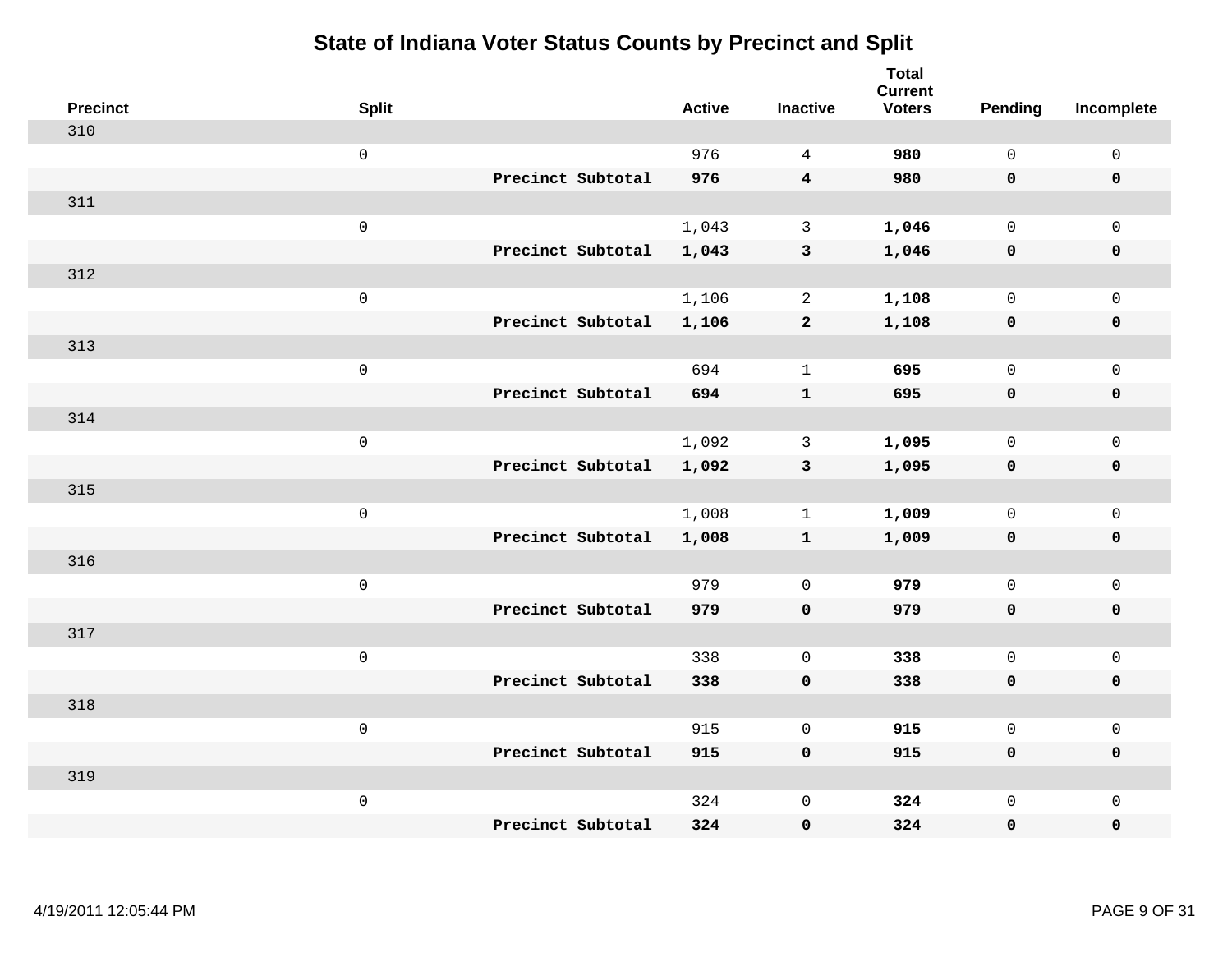# State of Indiana Voter Status Counts by Precinct and Split

| Precinct | Split | | Active | Inactive | Total Current Voters | Pending | Incomplete |
|---|---|---|---|---|---|---|---|
| 310 | | | | | | | |
| | 0 | | 976 | 4 | **980** | 0 | 0 |
| | | **Precinct Subtotal** | **976** | **4** | **980** | **0** | **0** |
| 311 | | | | | | | |
| | 0 | | 1,043 | 3 | **1,046** | 0 | 0 |
| | | **Precinct Subtotal** | **1,043** | **3** | **1,046** | **0** | **0** |
| 312 | | | | | | | |
| | 0 | | 1,106 | 2 | **1,108** | 0 | 0 |
| | | **Precinct Subtotal** | **1,106** | **2** | **1,108** | **0** | **0** |
| 313 | | | | | | | |
| | 0 | | 694 | 1 | **695** | 0 | 0 |
| | | **Precinct Subtotal** | **694** | **1** | **695** | **0** | **0** |
| 314 | | | | | | | |
| | 0 | | 1,092 | 3 | **1,095** | 0 | 0 |
| | | **Precinct Subtotal** | **1,092** | **3** | **1,095** | **0** | **0** |
| 315 | | | | | | | |
| | 0 | | 1,008 | 1 | **1,009** | 0 | 0 |
| | | **Precinct Subtotal** | **1,008** | **1** | **1,009** | **0** | **0** |
| 316 | | | | | | | |
| | 0 | | 979 | 0 | **979** | 0 | 0 |
| | | **Precinct Subtotal** | **979** | **0** | **979** | **0** | **0** |
| 317 | | | | | | | |
| | 0 | | 338 | 0 | **338** | 0 | 0 |
| | | **Precinct Subtotal** | **338** | **0** | **338** | **0** | **0** |
| 318 | | | | | | | |
| | 0 | | 915 | 0 | **915** | 0 | 0 |
| | | **Precinct Subtotal** | **915** | **0** | **915** | **0** | **0** |
| 319 | | | | | | | |
| | 0 | | 324 | 0 | **324** | 0 | 0 |
| | | **Precinct Subtotal** | **324** | **0** | **324** | **0** | **0** |

4/19/2011 12:05:44 PM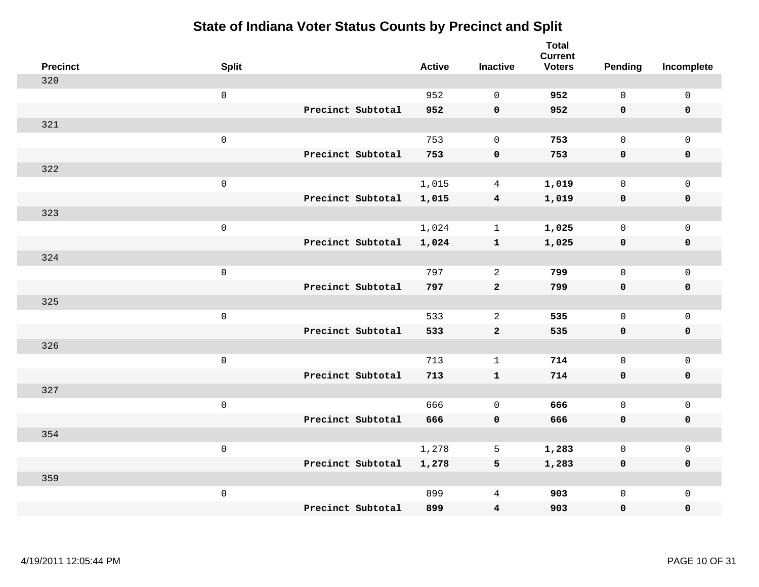# State of Indiana Voter Status Counts by Precinct and Split

| Precinct | Split | | Active | Inactive | Total Current Voters | Pending | Incomplete |
|---|---|---|---|---|---|---|---|
| 320 | | | | | | | |
| | 0 | | 952 | 0 | **952** | 0 | 0 |
| | | **Precinct Subtotal** | **952** | **0** | **952** | **0** | **0** |
| 321 | | | | | | | |
| | 0 | | 753 | 0 | **753** | 0 | 0 |
| | | **Precinct Subtotal** | **753** | **0** | **753** | **0** | **0** |
| 322 | | | | | | | |
| | 0 | | 1,015 | 4 | **1,019** | 0 | 0 |
| | | **Precinct Subtotal** | **1,015** | **4** | **1,019** | **0** | **0** |
| 323 | | | | | | | |
| | 0 | | 1,024 | 1 | **1,025** | 0 | 0 |
| | | **Precinct Subtotal** | **1,024** | **1** | **1,025** | **0** | **0** |
| 324 | | | | | | | |
| | 0 | | 797 | 2 | **799** | 0 | 0 |
| | | **Precinct Subtotal** | **797** | **2** | **799** | **0** | **0** |
| 325 | | | | | | | |
| | 0 | | 533 | 2 | **535** | 0 | 0 |
| | | **Precinct Subtotal** | **533** | **2** | **535** | **0** | **0** |
| 326 | | | | | | | |
| | 0 | | 713 | 1 | **714** | 0 | 0 |
| | | **Precinct Subtotal** | **713** | **1** | **714** | **0** | **0** |
| 327 | | | | | | | |
| | 0 | | 666 | 0 | **666** | 0 | 0 |
| | | **Precinct Subtotal** | **666** | **0** | **666** | **0** | **0** |
| 354 | | | | | | | |
| | 0 | | 1,278 | 5 | **1,283** | 0 | 0 |
| | | **Precinct Subtotal** | **1,278** | **5** | **1,283** | **0** | **0** |
| 359 | | | | | | | |
| | 0 | | 899 | 4 | **903** | 0 | 0 |
| | | **Precinct Subtotal** | **899** | **4** | **903** | **0** | **0** |

4/19/2011 12:05:44 PM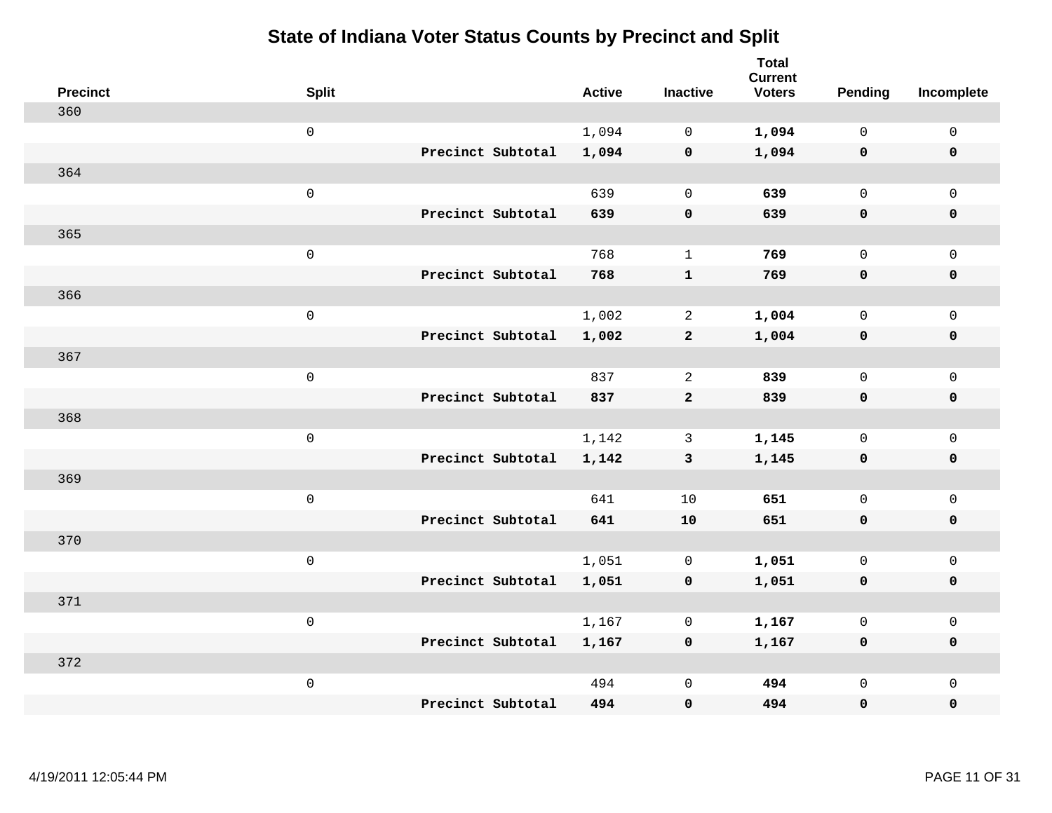# State of Indiana Voter Status Counts by Precinct and Split

| Precinct | Split | | Active | Inactive | Total Current Voters | Pending | Incomplete |
|---|---|---|---|---|---|---|---|
| 360 | | | | | | | |
| | 0 | | 1,094 | 0 | **1,094** | 0 | 0 |
| | | **Precinct Subtotal** | **1,094** | **0** | **1,094** | **0** | **0** |
| 364 | | | | | | | |
| | 0 | | 639 | 0 | **639** | 0 | 0 |
| | | **Precinct Subtotal** | **639** | **0** | **639** | **0** | **0** |
| 365 | | | | | | | |
| | 0 | | 768 | 1 | **769** | 0 | 0 |
| | | **Precinct Subtotal** | **768** | **1** | **769** | **0** | **0** |
| 366 | | | | | | | |
| | 0 | | 1,002 | 2 | **1,004** | 0 | 0 |
| | | **Precinct Subtotal** | **1,002** | **2** | **1,004** | **0** | **0** |
| 367 | | | | | | | |
| | 0 | | 837 | 2 | **839** | 0 | 0 |
| | | **Precinct Subtotal** | **837** | **2** | **839** | **0** | **0** |
| 368 | | | | | | | |
| | 0 | | 1,142 | 3 | **1,145** | 0 | 0 |
| | | **Precinct Subtotal** | **1,142** | **3** | **1,145** | **0** | **0** |
| 369 | | | | | | | |
| | 0 | | 641 | 10 | **651** | 0 | 0 |
| | | **Precinct Subtotal** | **641** | **10** | **651** | **0** | **0** |
| 370 | | | | | | | |
| | 0 | | 1,051 | 0 | **1,051** | 0 | 0 |
| | | **Precinct Subtotal** | **1,051** | **0** | **1,051** | **0** | **0** |
| 371 | | | | | | | |
| | 0 | | 1,167 | 0 | **1,167** | 0 | 0 |
| | | **Precinct Subtotal** | **1,167** | **0** | **1,167** | **0** | **0** |
| 372 | | | | | | | |
| | 0 | | 494 | 0 | **494** | 0 | 0 |
| | | **Precinct Subtotal** | **494** | **0** | **494** | **0** | **0** |

4/19/2011 12:05:44 PM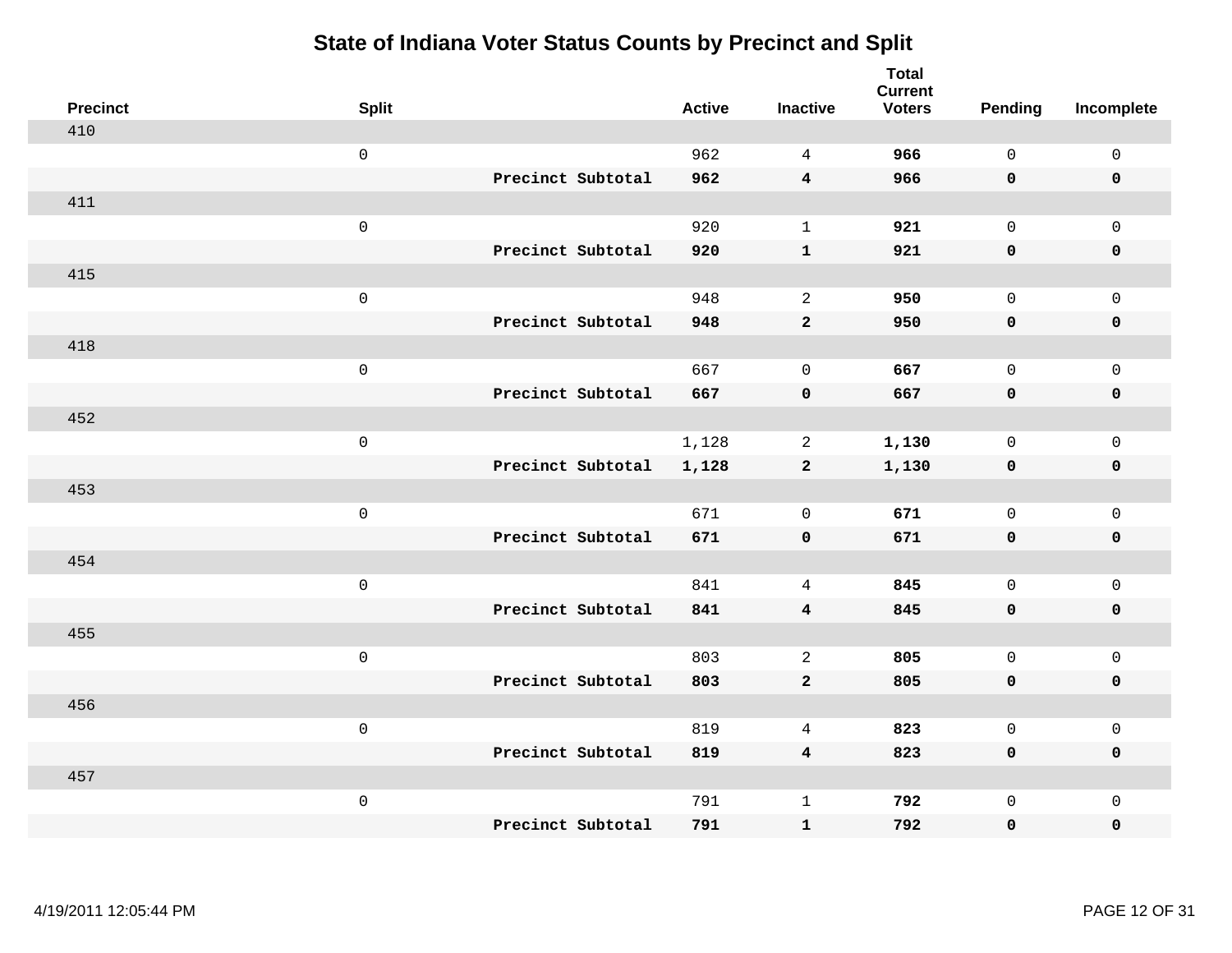# State of Indiana Voter Status Counts by Precinct and Split

| Precinct | Split | | Active | Inactive | Total Current Voters | Pending | Incomplete |
|---|---|---|---|---|---|---|---|
| 410 | | | | | | | |
| | 0 | | 962 | 4 | **966** | 0 | 0 |
| | | **Precinct Subtotal** | **962** | **4** | **966** | **0** | **0** |
| 411 | | | | | | | |
| | 0 | | 920 | 1 | **921** | 0 | 0 |
| | | **Precinct Subtotal** | **920** | **1** | **921** | **0** | **0** |
| 415 | | | | | | | |
| | 0 | | 948 | 2 | **950** | 0 | 0 |
| | | **Precinct Subtotal** | **948** | **2** | **950** | **0** | **0** |
| 418 | | | | | | | |
| | 0 | | 667 | 0 | **667** | 0 | 0 |
| | | **Precinct Subtotal** | **667** | **0** | **667** | **0** | **0** |
| 452 | | | | | | | |
| | 0 | | 1,128 | 2 | **1,130** | 0 | 0 |
| | | **Precinct Subtotal** | **1,128** | **2** | **1,130** | **0** | **0** |
| 453 | | | | | | | |
| | 0 | | 671 | 0 | **671** | 0 | 0 |
| | | **Precinct Subtotal** | **671** | **0** | **671** | **0** | **0** |
| 454 | | | | | | | |
| | 0 | | 841 | 4 | **845** | 0 | 0 |
| | | **Precinct Subtotal** | **841** | **4** | **845** | **0** | **0** |
| 455 | | | | | | | |
| | 0 | | 803 | 2 | **805** | 0 | 0 |
| | | **Precinct Subtotal** | **803** | **2** | **805** | **0** | **0** |
| 456 | | | | | | | |
| | 0 | | 819 | 4 | **823** | 0 | 0 |
| | | **Precinct Subtotal** | **819** | **4** | **823** | **0** | **0** |
| 457 | | | | | | | |
| | 0 | | 791 | 1 | **792** | 0 | 0 |
| | | **Precinct Subtotal** | **791** | **1** | **792** | **0** | **0** |

4/19/2011 12:05:44 PM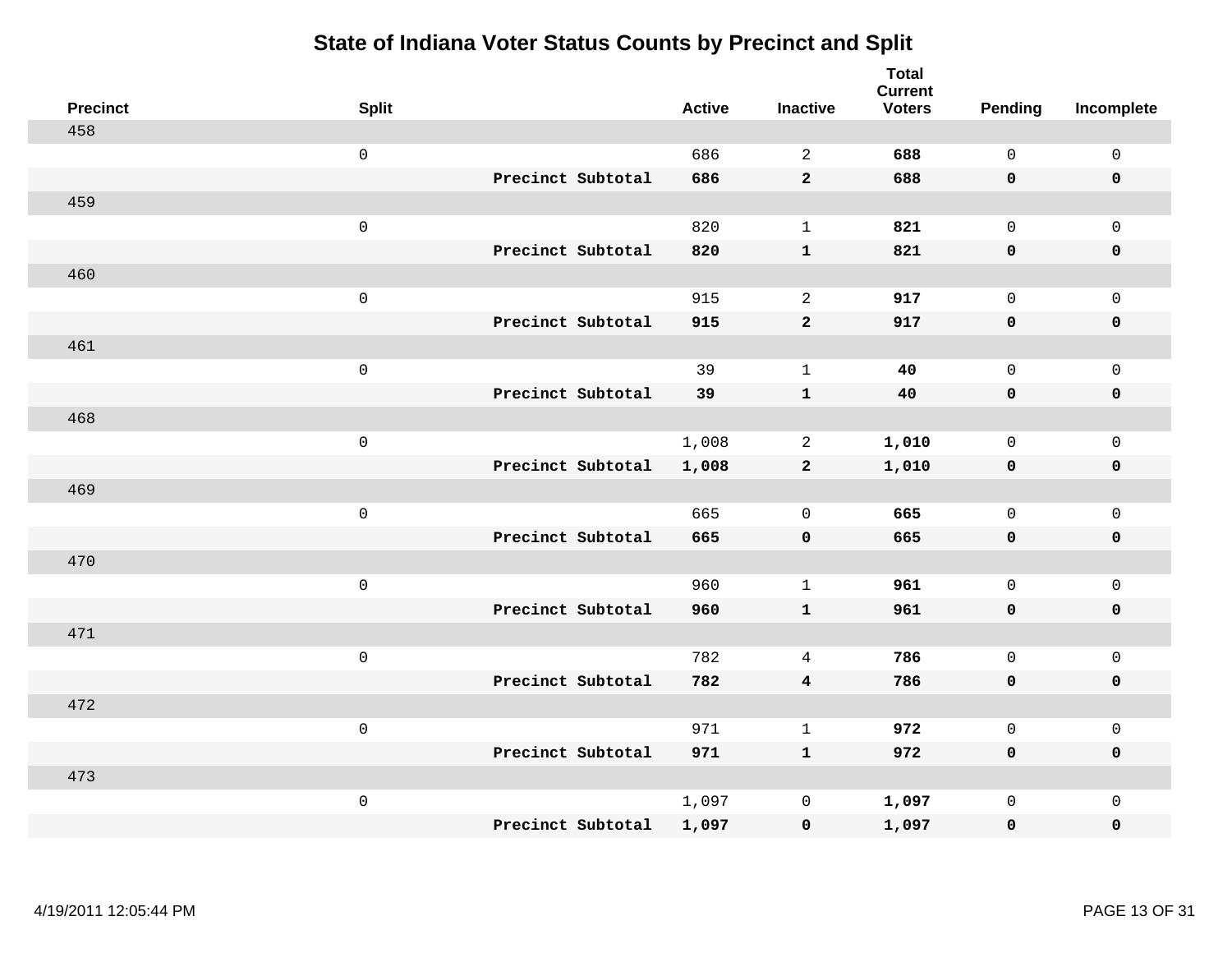# State of Indiana Voter Status Counts by Precinct and Split

| Precinct | Split | | Active | Inactive | Total Current Voters | Pending | Incomplete |
|---|---|---|---|---|---|---|---|
| 458 | | | | | | | |
| | 0 | | 686 | 2 | **688** | 0 | 0 |
| | | **Precinct Subtotal** | **686** | **2** | **688** | **0** | **0** |
| 459 | | | | | | | |
| | 0 | | 820 | 1 | **821** | 0 | 0 |
| | | **Precinct Subtotal** | **820** | **1** | **821** | **0** | **0** |
| 460 | | | | | | | |
| | 0 | | 915 | 2 | **917** | 0 | 0 |
| | | **Precinct Subtotal** | **915** | **2** | **917** | **0** | **0** |
| 461 | | | | | | | |
| | 0 | | 39 | 1 | **40** | 0 | 0 |
| | | **Precinct Subtotal** | **39** | **1** | **40** | **0** | **0** |
| 468 | | | | | | | |
| | 0 | | 1,008 | 2 | **1,010** | 0 | 0 |
| | | **Precinct Subtotal** | **1,008** | **2** | **1,010** | **0** | **0** |
| 469 | | | | | | | |
| | 0 | | 665 | 0 | **665** | 0 | 0 |
| | | **Precinct Subtotal** | **665** | **0** | **665** | **0** | **0** |
| 470 | | | | | | | |
| | 0 | | 960 | 1 | **961** | 0 | 0 |
| | | **Precinct Subtotal** | **960** | **1** | **961** | **0** | **0** |
| 471 | | | | | | | |
| | 0 | | 782 | 4 | **786** | 0 | 0 |
| | | **Precinct Subtotal** | **782** | **4** | **786** | **0** | **0** |
| 472 | | | | | | | |
| | 0 | | 971 | 1 | **972** | 0 | 0 |
| | | **Precinct Subtotal** | **971** | **1** | **972** | **0** | **0** |
| 473 | | | | | | | |
| | 0 | | 1,097 | 0 | **1,097** | 0 | 0 |
| | | **Precinct Subtotal** | **1,097** | **0** | **1,097** | **0** | **0** |

4/19/2011 12:05:44 PM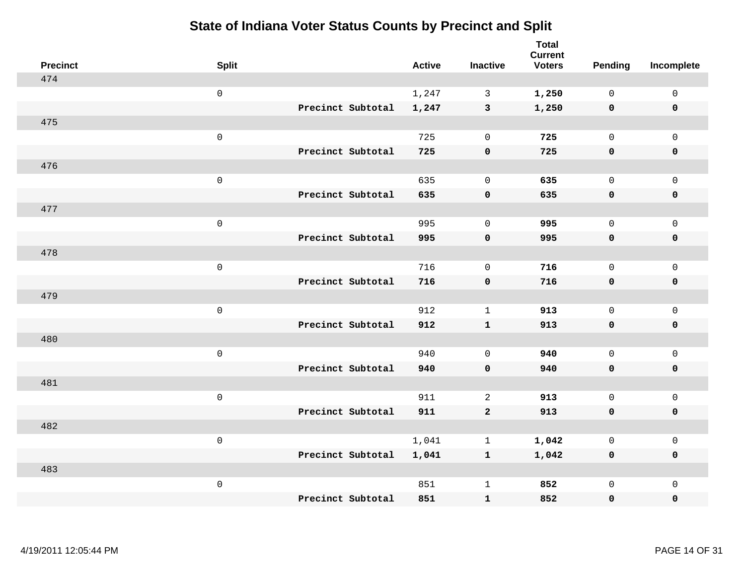# State of Indiana Voter Status Counts by Precinct and Split

| Precinct | Split | | Active | Inactive | Total Current Voters | Pending | Incomplete |
|---|---|---|---|---|---|---|---|
| 474 | | | | | | | |
| | 0 | | 1,247 | 3 | **1,250** | 0 | 0 |
| | | **Precinct Subtotal** | **1,247** | **3** | **1,250** | **0** | **0** |
| 475 | | | | | | | |
| | 0 | | 725 | 0 | **725** | 0 | 0 |
| | | **Precinct Subtotal** | **725** | **0** | **725** | **0** | **0** |
| 476 | | | | | | | |
| | 0 | | 635 | 0 | **635** | 0 | 0 |
| | | **Precinct Subtotal** | **635** | **0** | **635** | **0** | **0** |
| 477 | | | | | | | |
| | 0 | | 995 | 0 | **995** | 0 | 0 |
| | | **Precinct Subtotal** | **995** | **0** | **995** | **0** | **0** |
| 478 | | | | | | | |
| | 0 | | 716 | 0 | **716** | 0 | 0 |
| | | **Precinct Subtotal** | **716** | **0** | **716** | **0** | **0** |
| 479 | | | | | | | |
| | 0 | | 912 | 1 | **913** | 0 | 0 |
| | | **Precinct Subtotal** | **912** | **1** | **913** | **0** | **0** |
| 480 | | | | | | | |
| | 0 | | 940 | 0 | **940** | 0 | 0 |
| | | **Precinct Subtotal** | **940** | **0** | **940** | **0** | **0** |
| 481 | | | | | | | |
| | 0 | | 911 | 2 | **913** | 0 | 0 |
| | | **Precinct Subtotal** | **911** | **2** | **913** | **0** | **0** |
| 482 | | | | | | | |
| | 0 | | 1,041 | 1 | **1,042** | 0 | 0 |
| | | **Precinct Subtotal** | **1,041** | **1** | **1,042** | **0** | **0** |
| 483 | | | | | | | |
| | 0 | | 851 | 1 | **852** | 0 | 0 |
| | | **Precinct Subtotal** | **851** | **1** | **852** | **0** | **0** |

4/19/2011 12:05:44 PM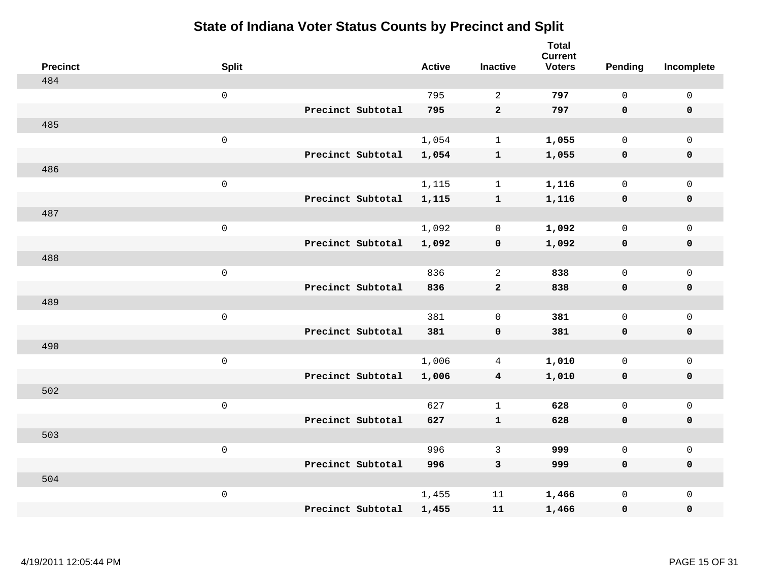# State of Indiana Voter Status Counts by Precinct and Split

| Precinct | Split | | Active | Inactive | Total Current Voters | Pending | Incomplete |
|---|---|---|---|---|---|---|---|
| 484 | | | | | | | |
| | 0 | | 795 | 2 | **797** | 0 | 0 |
| | | **Precinct Subtotal** | **795** | **2** | **797** | **0** | **0** |
| 485 | | | | | | | |
| | 0 | | 1,054 | 1 | **1,055** | 0 | 0 |
| | | **Precinct Subtotal** | **1,054** | **1** | **1,055** | **0** | **0** |
| 486 | | | | | | | |
| | 0 | | 1,115 | 1 | **1,116** | 0 | 0 |
| | | **Precinct Subtotal** | **1,115** | **1** | **1,116** | **0** | **0** |
| 487 | | | | | | | |
| | 0 | | 1,092 | 0 | **1,092** | 0 | 0 |
| | | **Precinct Subtotal** | **1,092** | **0** | **1,092** | **0** | **0** |
| 488 | | | | | | | |
| | 0 | | 836 | 2 | **838** | 0 | 0 |
| | | **Precinct Subtotal** | **836** | **2** | **838** | **0** | **0** |
| 489 | | | | | | | |
| | 0 | | 381 | 0 | **381** | 0 | 0 |
| | | **Precinct Subtotal** | **381** | **0** | **381** | **0** | **0** |
| 490 | | | | | | | |
| | 0 | | 1,006 | 4 | **1,010** | 0 | 0 |
| | | **Precinct Subtotal** | **1,006** | **4** | **1,010** | **0** | **0** |
| 502 | | | | | | | |
| | 0 | | 627 | 1 | **628** | 0 | 0 |
| | | **Precinct Subtotal** | **627** | **1** | **628** | **0** | **0** |
| 503 | | | | | | | |
| | 0 | | 996 | 3 | **999** | 0 | 0 |
| | | **Precinct Subtotal** | **996** | **3** | **999** | **0** | **0** |
| 504 | | | | | | | |
| | 0 | | 1,455 | 11 | **1,466** | 0 | 0 |
| | | **Precinct Subtotal** | **1,455** | **11** | **1,466** | **0** | **0** |

4/19/2011 12:05:44 PM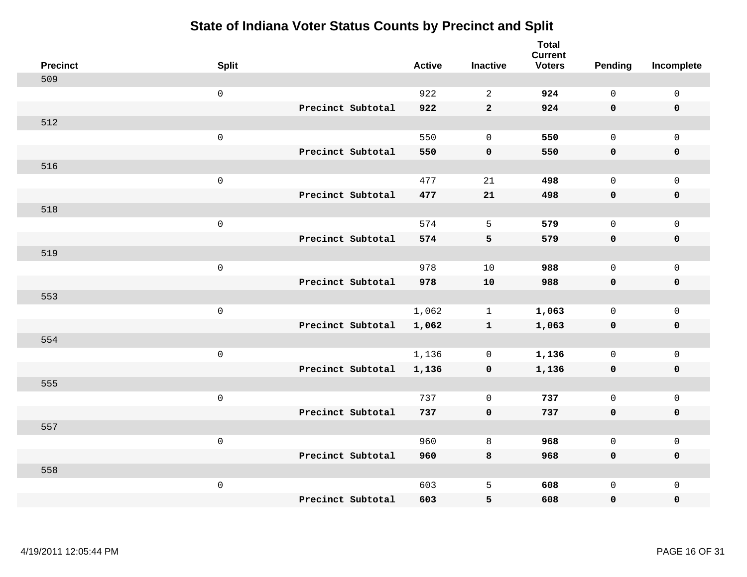# State of Indiana Voter Status Counts by Precinct and Split

| Precinct | Split | | Active | Inactive | Total Current Voters | Pending | Incomplete |
|---|---|---|---|---|---|---|---|
| 509 | | | | | | | |
| | 0 | | 922 | 2 | **924** | 0 | 0 |
| | | **Precinct Subtotal** | **922** | **2** | **924** | **0** | **0** |
| 512 | | | | | | | |
| | 0 | | 550 | 0 | **550** | 0 | 0 |
| | | **Precinct Subtotal** | **550** | **0** | **550** | **0** | **0** |
| 516 | | | | | | | |
| | 0 | | 477 | 21 | **498** | 0 | 0 |
| | | **Precinct Subtotal** | **477** | **21** | **498** | **0** | **0** |
| 518 | | | | | | | |
| | 0 | | 574 | 5 | **579** | 0 | 0 |
| | | **Precinct Subtotal** | **574** | **5** | **579** | **0** | **0** |
| 519 | | | | | | | |
| | 0 | | 978 | 10 | **988** | 0 | 0 |
| | | **Precinct Subtotal** | **978** | **10** | **988** | **0** | **0** |
| 553 | | | | | | | |
| | 0 | | 1,062 | 1 | **1,063** | 0 | 0 |
| | | **Precinct Subtotal** | **1,062** | **1** | **1,063** | **0** | **0** |
| 554 | | | | | | | |
| | 0 | | 1,136 | 0 | **1,136** | 0 | 0 |
| | | **Precinct Subtotal** | **1,136** | **0** | **1,136** | **0** | **0** |
| 555 | | | | | | | |
| | 0 | | 737 | 0 | **737** | 0 | 0 |
| | | **Precinct Subtotal** | **737** | **0** | **737** | **0** | **0** |
| 557 | | | | | | | |
| | 0 | | 960 | 8 | **968** | 0 | 0 |
| | | **Precinct Subtotal** | **960** | **8** | **968** | **0** | **0** |
| 558 | | | | | | | |
| | 0 | | 603 | 5 | **608** | 0 | 0 |
| | | **Precinct Subtotal** | **603** | **5** | **608** | **0** | **0** |

4/19/2011 12:05:44 PM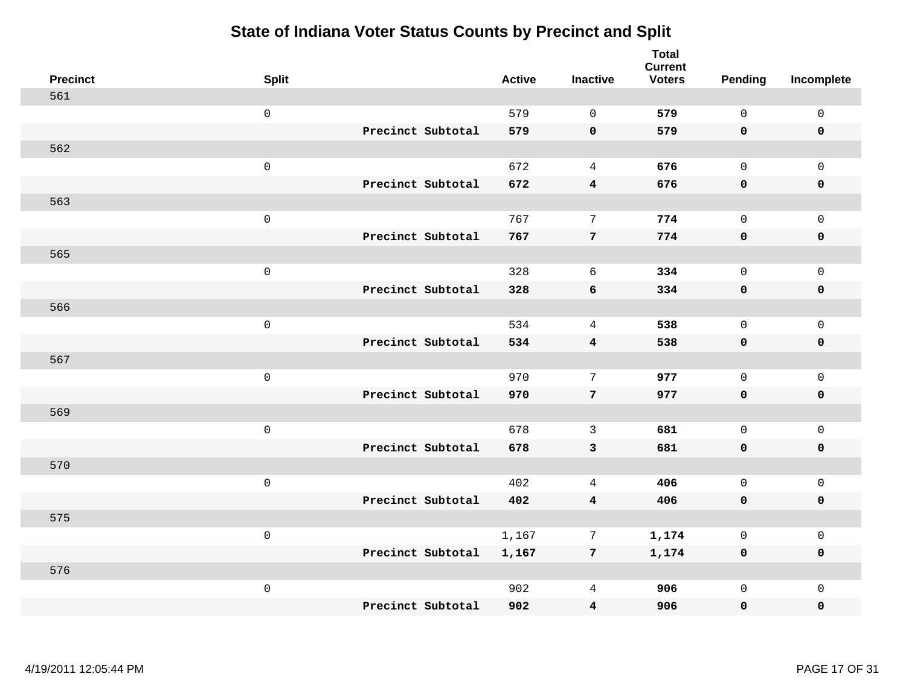# State of Indiana Voter Status Counts by Precinct and Split

| Precinct | Split | | Active | Inactive | Total Current Voters | Pending | Incomplete |
|---|---|---|---|---|---|---|---|
| 561 | | | | | | | |
| | 0 | | 579 | 0 | **579** | 0 | 0 |
| | | **Precinct Subtotal** | **579** | **0** | **579** | **0** | **0** |
| 562 | | | | | | | |
| | 0 | | 672 | 4 | **676** | 0 | 0 |
| | | **Precinct Subtotal** | **672** | **4** | **676** | **0** | **0** |
| 563 | | | | | | | |
| | 0 | | 767 | 7 | **774** | 0 | 0 |
| | | **Precinct Subtotal** | **767** | **7** | **774** | **0** | **0** |
| 565 | | | | | | | |
| | 0 | | 328 | 6 | **334** | 0 | 0 |
| | | **Precinct Subtotal** | **328** | **6** | **334** | **0** | **0** |
| 566 | | | | | | | |
| | 0 | | 534 | 4 | **538** | 0 | 0 |
| | | **Precinct Subtotal** | **534** | **4** | **538** | **0** | **0** |
| 567 | | | | | | | |
| | 0 | | 970 | 7 | **977** | 0 | 0 |
| | | **Precinct Subtotal** | **970** | **7** | **977** | **0** | **0** |
| 569 | | | | | | | |
| | 0 | | 678 | 3 | **681** | 0 | 0 |
| | | **Precinct Subtotal** | **678** | **3** | **681** | **0** | **0** |
| 570 | | | | | | | |
| | 0 | | 402 | 4 | **406** | 0 | 0 |
| | | **Precinct Subtotal** | **402** | **4** | **406** | **0** | **0** |
| 575 | | | | | | | |
| | 0 | | 1,167 | 7 | **1,174** | 0 | 0 |
| | | **Precinct Subtotal** | **1,167** | **7** | **1,174** | **0** | **0** |
| 576 | | | | | | | |
| | 0 | | 902 | 4 | **906** | 0 | 0 |
| | | **Precinct Subtotal** | **902** | **4** | **906** | **0** | **0** |

4/19/2011 12:05:44 PM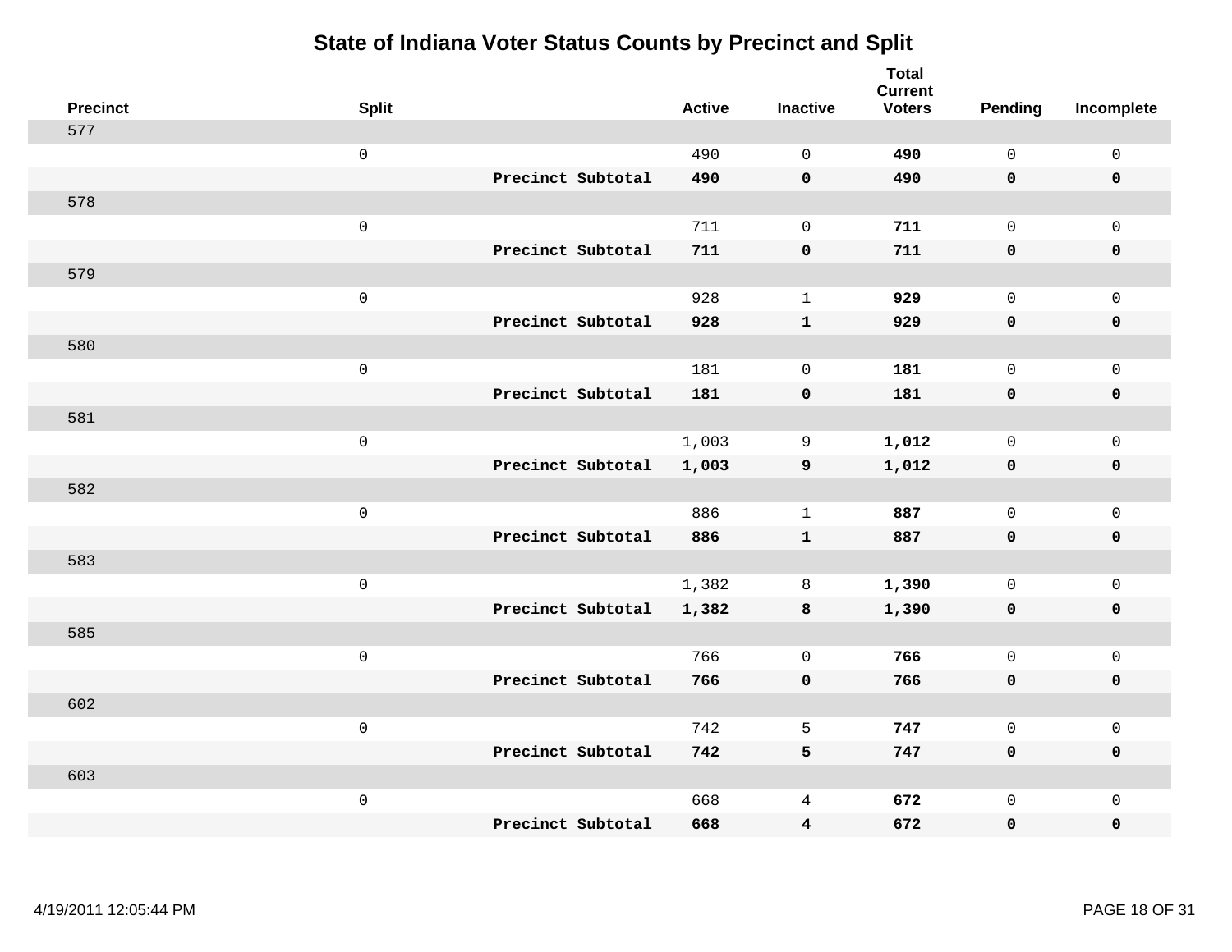# State of Indiana Voter Status Counts by Precinct and Split

| Precinct | Split | | Active | Inactive | Total Current Voters | Pending | Incomplete |
|---|---|---|---|---|---|---|---|
| 577 | | | | | | | |
| | 0 | | 490 | 0 | **490** | 0 | 0 |
| | | **Precinct Subtotal** | **490** | **0** | **490** | **0** | **0** |
| 578 | | | | | | | |
| | 0 | | 711 | 0 | **711** | 0 | 0 |
| | | **Precinct Subtotal** | **711** | **0** | **711** | **0** | **0** |
| 579 | | | | | | | |
| | 0 | | 928 | 1 | **929** | 0 | 0 |
| | | **Precinct Subtotal** | **928** | **1** | **929** | **0** | **0** |
| 580 | | | | | | | |
| | 0 | | 181 | 0 | **181** | 0 | 0 |
| | | **Precinct Subtotal** | **181** | **0** | **181** | **0** | **0** |
| 581 | | | | | | | |
| | 0 | | 1,003 | 9 | **1,012** | 0 | 0 |
| | | **Precinct Subtotal** | **1,003** | **9** | **1,012** | **0** | **0** |
| 582 | | | | | | | |
| | 0 | | 886 | 1 | **887** | 0 | 0 |
| | | **Precinct Subtotal** | **886** | **1** | **887** | **0** | **0** |
| 583 | | | | | | | |
| | 0 | | 1,382 | 8 | **1,390** | 0 | 0 |
| | | **Precinct Subtotal** | **1,382** | **8** | **1,390** | **0** | **0** |
| 585 | | | | | | | |
| | 0 | | 766 | 0 | **766** | 0 | 0 |
| | | **Precinct Subtotal** | **766** | **0** | **766** | **0** | **0** |
| 602 | | | | | | | |
| | 0 | | 742 | 5 | **747** | 0 | 0 |
| | | **Precinct Subtotal** | **742** | **5** | **747** | **0** | **0** |
| 603 | | | | | | | |
| | 0 | | 668 | 4 | **672** | 0 | 0 |
| | | **Precinct Subtotal** | **668** | **4** | **672** | **0** | **0** |

4/19/2011 12:05:44 PM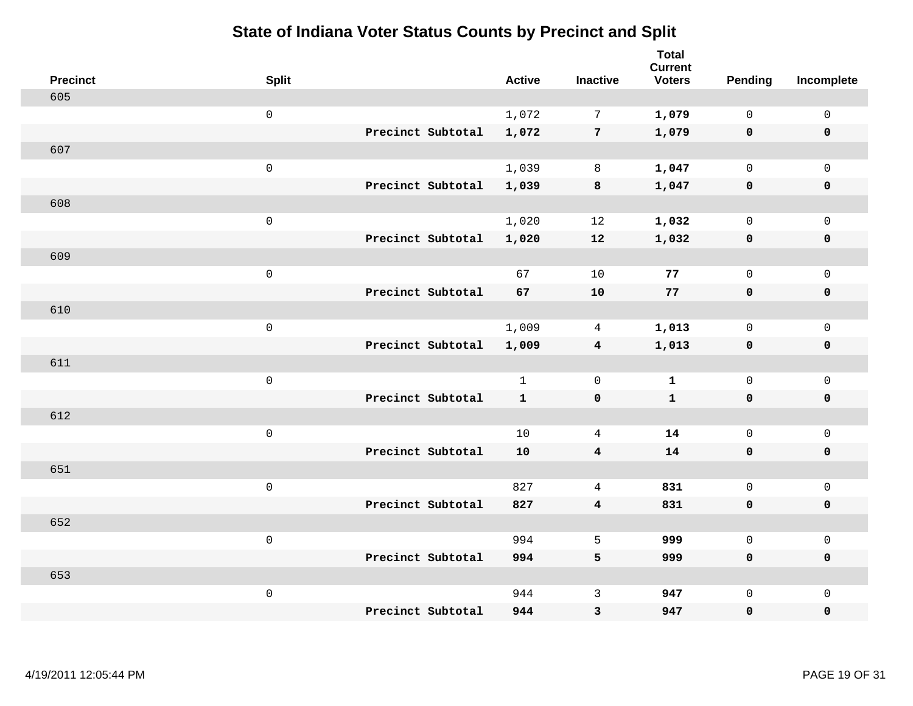# State of Indiana Voter Status Counts by Precinct and Split

| Precinct | Split | | Active | Inactive | Total Current Voters | Pending | Incomplete |
|---|---|---|---|---|---|---|---|
| 605 | | | | | | | |
| | 0 | | 1,072 | 7 | **1,079** | 0 | 0 |
| | | **Precinct Subtotal** | **1,072** | **7** | **1,079** | **0** | **0** |
| 607 | | | | | | | |
| | 0 | | 1,039 | 8 | **1,047** | 0 | 0 |
| | | **Precinct Subtotal** | **1,039** | **8** | **1,047** | **0** | **0** |
| 608 | | | | | | | |
| | 0 | | 1,020 | 12 | **1,032** | 0 | 0 |
| | | **Precinct Subtotal** | **1,020** | **12** | **1,032** | **0** | **0** |
| 609 | | | | | | | |
| | 0 | | 67 | 10 | **77** | 0 | 0 |
| | | **Precinct Subtotal** | **67** | **10** | **77** | **0** | **0** |
| 610 | | | | | | | |
| | 0 | | 1,009 | 4 | **1,013** | 0 | 0 |
| | | **Precinct Subtotal** | **1,009** | **4** | **1,013** | **0** | **0** |
| 611 | | | | | | | |
| | 0 | | 1 | 0 | **1** | 0 | 0 |
| | | **Precinct Subtotal** | **1** | **0** | **1** | **0** | **0** |
| 612 | | | | | | | |
| | 0 | | 10 | 4 | **14** | 0 | 0 |
| | | **Precinct Subtotal** | **10** | **4** | **14** | **0** | **0** |
| 651 | | | | | | | |
| | 0 | | 827 | 4 | **831** | 0 | 0 |
| | | **Precinct Subtotal** | **827** | **4** | **831** | **0** | **0** |
| 652 | | | | | | | |
| | 0 | | 994 | 5 | **999** | 0 | 0 |
| | | **Precinct Subtotal** | **994** | **5** | **999** | **0** | **0** |
| 653 | | | | | | | |
| | 0 | | 944 | 3 | **947** | 0 | 0 |
| | | **Precinct Subtotal** | **944** | **3** | **947** | **0** | **0** |

4/19/2011 12:05:44 PM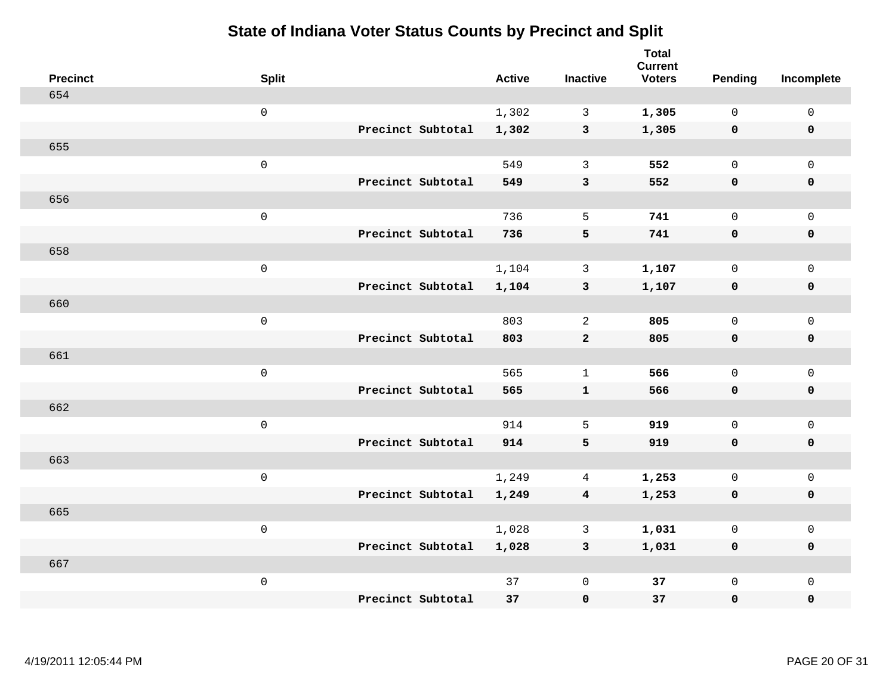# State of Indiana Voter Status Counts by Precinct and Split

| Precinct | Split | | Active | Inactive | Total Current Voters | Pending | Incomplete |
|---|---|---|---|---|---|---|---|
| 654 | | | | | | | |
| | 0 | | 1,302 | 3 | **1,305** | 0 | 0 |
| | | **Precinct Subtotal** | **1,302** | **3** | **1,305** | **0** | **0** |
| 655 | | | | | | | |
| | 0 | | 549 | 3 | **552** | 0 | 0 |
| | | **Precinct Subtotal** | **549** | **3** | **552** | **0** | **0** |
| 656 | | | | | | | |
| | 0 | | 736 | 5 | **741** | 0 | 0 |
| | | **Precinct Subtotal** | **736** | **5** | **741** | **0** | **0** |
| 658 | | | | | | | |
| | 0 | | 1,104 | 3 | **1,107** | 0 | 0 |
| | | **Precinct Subtotal** | **1,104** | **3** | **1,107** | **0** | **0** |
| 660 | | | | | | | |
| | 0 | | 803 | 2 | **805** | 0 | 0 |
| | | **Precinct Subtotal** | **803** | **2** | **805** | **0** | **0** |
| 661 | | | | | | | |
| | 0 | | 565 | 1 | **566** | 0 | 0 |
| | | **Precinct Subtotal** | **565** | **1** | **566** | **0** | **0** |
| 662 | | | | | | | |
| | 0 | | 914 | 5 | **919** | 0 | 0 |
| | | **Precinct Subtotal** | **914** | **5** | **919** | **0** | **0** |
| 663 | | | | | | | |
| | 0 | | 1,249 | 4 | **1,253** | 0 | 0 |
| | | **Precinct Subtotal** | **1,249** | **4** | **1,253** | **0** | **0** |
| 665 | | | | | | | |
| | 0 | | 1,028 | 3 | **1,031** | 0 | 0 |
| | | **Precinct Subtotal** | **1,028** | **3** | **1,031** | **0** | **0** |
| 667 | | | | | | | |
| | 0 | | 37 | 0 | **37** | 0 | 0 |
| | | **Precinct Subtotal** | **37** | **0** | **37** | **0** | **0** |

4/19/2011 12:05:44 PM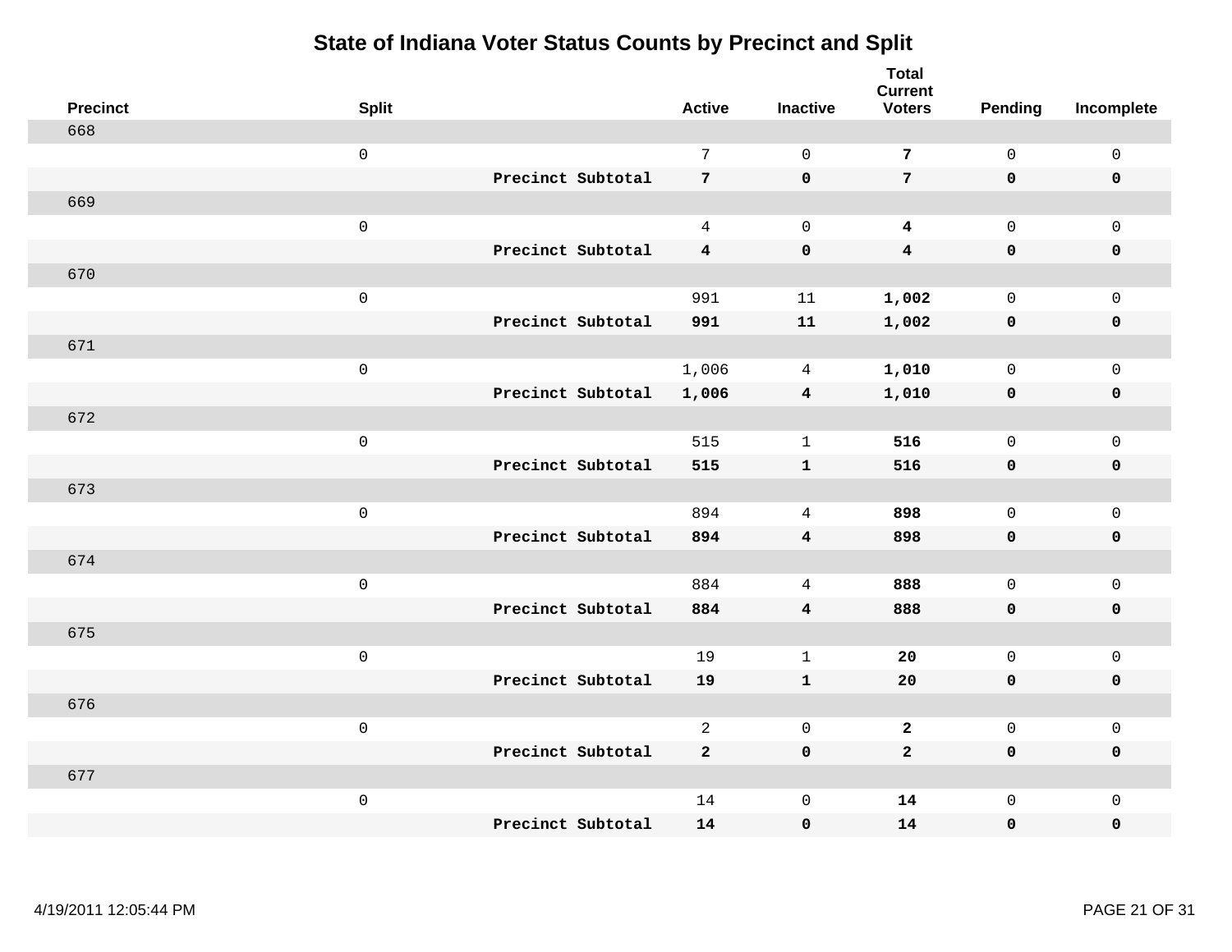# State of Indiana Voter Status Counts by Precinct and Split

| Precinct | Split | | Active | Inactive | Total Current Voters | Pending | Incomplete |
|---|---|---|---|---|---|---|---|
| 668 | | | | | | | |
| | 0 | | 7 | 0 | **7** | 0 | 0 |
| | | **Precinct Subtotal** | **7** | **0** | **7** | **0** | **0** |
| 669 | | | | | | | |
| | 0 | | 4 | 0 | **4** | 0 | 0 |
| | | **Precinct Subtotal** | **4** | **0** | **4** | **0** | **0** |
| 670 | | | | | | | |
| | 0 | | 991 | 11 | **1,002** | 0 | 0 |
| | | **Precinct Subtotal** | **991** | **11** | **1,002** | **0** | **0** |
| 671 | | | | | | | |
| | 0 | | 1,006 | 4 | **1,010** | 0 | 0 |
| | | **Precinct Subtotal** | **1,006** | **4** | **1,010** | **0** | **0** |
| 672 | | | | | | | |
| | 0 | | 515 | 1 | **516** | 0 | 0 |
| | | **Precinct Subtotal** | **515** | **1** | **516** | **0** | **0** |
| 673 | | | | | | | |
| | 0 | | 894 | 4 | **898** | 0 | 0 |
| | | **Precinct Subtotal** | **894** | **4** | **898** | **0** | **0** |
| 674 | | | | | | | |
| | 0 | | 884 | 4 | **888** | 0 | 0 |
| | | **Precinct Subtotal** | **884** | **4** | **888** | **0** | **0** |
| 675 | | | | | | | |
| | 0 | | 19 | 1 | **20** | 0 | 0 |
| | | **Precinct Subtotal** | **19** | **1** | **20** | **0** | **0** |
| 676 | | | | | | | |
| | 0 | | 2 | 0 | **2** | 0 | 0 |
| | | **Precinct Subtotal** | **2** | **0** | **2** | **0** | **0** |
| 677 | | | | | | | |
| | 0 | | 14 | 0 | **14** | 0 | 0 |
| | | **Precinct Subtotal** | **14** | **0** | **14** | **0** | **0** |

4/19/2011 12:05:44 PM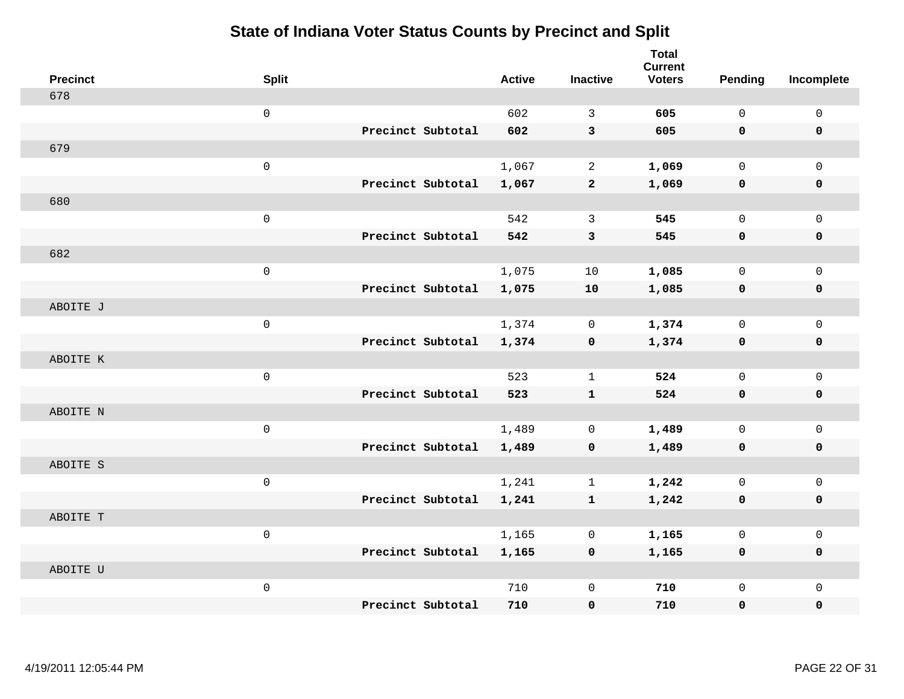# State of Indiana Voter Status Counts by Precinct and Split

| Precinct | Split | | Active | Inactive | Total Current Voters | Pending | Incomplete |
|---|---|---|---|---|---|---|---|
| 678 | | | | | | | |
| | 0 | | 602 | 3 | **605** | 0 | 0 |
| | | **Precinct Subtotal** | **602** | **3** | **605** | **0** | **0** |
| 679 | | | | | | | |
| | 0 | | 1,067 | 2 | **1,069** | 0 | 0 |
| | | **Precinct Subtotal** | **1,067** | **2** | **1,069** | **0** | **0** |
| 680 | | | | | | | |
| | 0 | | 542 | 3 | **545** | 0 | 0 |
| | | **Precinct Subtotal** | **542** | **3** | **545** | **0** | **0** |
| 682 | | | | | | | |
| | 0 | | 1,075 | 10 | **1,085** | 0 | 0 |
| | | **Precinct Subtotal** | **1,075** | **10** | **1,085** | **0** | **0** |
| ABOITE J | | | | | | | |
| | 0 | | 1,374 | 0 | **1,374** | 0 | 0 |
| | | **Precinct Subtotal** | **1,374** | **0** | **1,374** | **0** | **0** |
| ABOITE K | | | | | | | |
| | 0 | | 523 | 1 | **524** | 0 | 0 |
| | | **Precinct Subtotal** | **523** | **1** | **524** | **0** | **0** |
| ABOITE N | | | | | | | |
| | 0 | | 1,489 | 0 | **1,489** | 0 | 0 |
| | | **Precinct Subtotal** | **1,489** | **0** | **1,489** | **0** | **0** |
| ABOITE S | | | | | | | |
| | 0 | | 1,241 | 1 | **1,242** | 0 | 0 |
| | | **Precinct Subtotal** | **1,241** | **1** | **1,242** | **0** | **0** |
| ABOITE T | | | | | | | |
| | 0 | | 1,165 | 0 | **1,165** | 0 | 0 |
| | | **Precinct Subtotal** | **1,165** | **0** | **1,165** | **0** | **0** |
| ABOITE U | | | | | | | |
| | 0 | | 710 | 0 | **710** | 0 | 0 |
| | | **Precinct Subtotal** | **710** | **0** | **710** | **0** | **0** |

4/19/2011 12:05:44 PM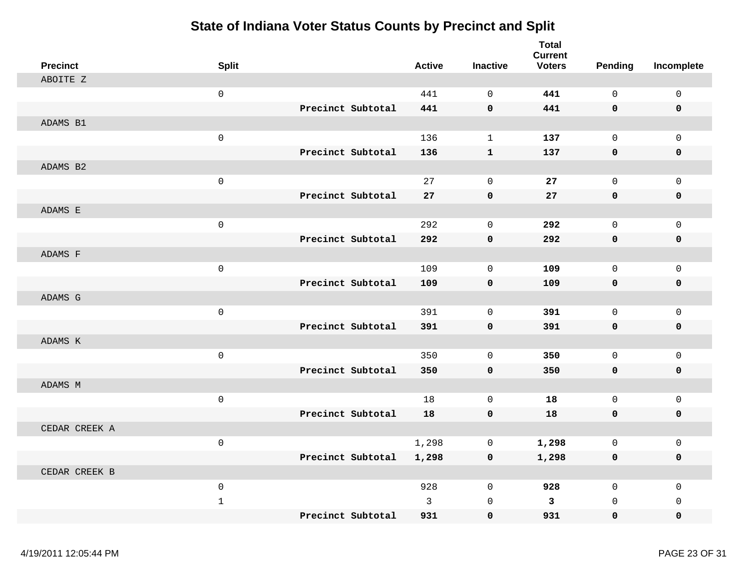# State of Indiana Voter Status Counts by Precinct and Split

| Precinct | Split | | Active | Inactive | Total Current Voters | Pending | Incomplete |
|---|---|---|---|---|---|---|---|
| ABOITE Z | | | | | | | |
| | 0 | | 441 | 0 | **441** | 0 | 0 |
| | | **Precinct Subtotal** | **441** | **0** | **441** | **0** | **0** |
| ADAMS B1 | | | | | | | |
| | 0 | | 136 | 1 | **137** | 0 | 0 |
| | | **Precinct Subtotal** | **136** | **1** | **137** | **0** | **0** |
| ADAMS B2 | | | | | | | |
| | 0 | | 27 | 0 | **27** | 0 | 0 |
| | | **Precinct Subtotal** | **27** | **0** | **27** | **0** | **0** |
| ADAMS E | | | | | | | |
| | 0 | | 292 | 0 | **292** | 0 | 0 |
| | | **Precinct Subtotal** | **292** | **0** | **292** | **0** | **0** |
| ADAMS F | | | | | | | |
| | 0 | | 109 | 0 | **109** | 0 | 0 |
| | | **Precinct Subtotal** | **109** | **0** | **109** | **0** | **0** |
| ADAMS G | | | | | | | |
| | 0 | | 391 | 0 | **391** | 0 | 0 |
| | | **Precinct Subtotal** | **391** | **0** | **391** | **0** | **0** |
| ADAMS K | | | | | | | |
| | 0 | | 350 | 0 | **350** | 0 | 0 |
| | | **Precinct Subtotal** | **350** | **0** | **350** | **0** | **0** |
| ADAMS M | | | | | | | |
| | 0 | | 18 | 0 | **18** | 0 | 0 |
| | | **Precinct Subtotal** | **18** | **0** | **18** | **0** | **0** |
| CEDAR CREEK A | | | | | | | |
| | 0 | | 1,298 | 0 | **1,298** | 0 | 0 |
| | | **Precinct Subtotal** | **1,298** | **0** | **1,298** | **0** | **0** |
| CEDAR CREEK B | | | | | | | |
| | 0 | | 928 | 0 | **928** | 0 | 0 |
| | 1 | | 3 | 0 | **3** | 0 | 0 |
| | | **Precinct Subtotal** | **931** | **0** | **931** | **0** | **0** |

4/19/2011 12:05:44 PM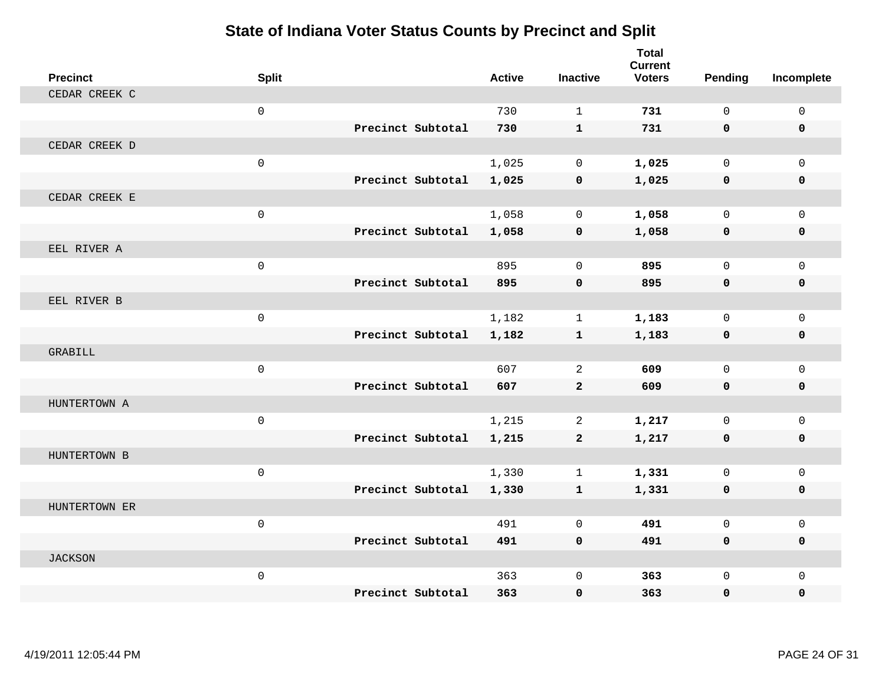# State of Indiana Voter Status Counts by Precinct and Split

| Precinct | Split | | Active | Inactive | Total Current Voters | Pending | Incomplete |
|---|---|---|---|---|---|---|---|
| CEDAR CREEK C | | | | | | | |
| | 0 | | 730 | 1 | **731** | 0 | 0 |
| | | **Precinct Subtotal** | **730** | **1** | **731** | **0** | **0** |
| CEDAR CREEK D | | | | | | | |
| | 0 | | 1,025 | 0 | **1,025** | 0 | 0 |
| | | **Precinct Subtotal** | **1,025** | **0** | **1,025** | **0** | **0** |
| CEDAR CREEK E | | | | | | | |
| | 0 | | 1,058 | 0 | **1,058** | 0 | 0 |
| | | **Precinct Subtotal** | **1,058** | **0** | **1,058** | **0** | **0** |
| EEL RIVER A | | | | | | | |
| | 0 | | 895 | 0 | **895** | 0 | 0 |
| | | **Precinct Subtotal** | **895** | **0** | **895** | **0** | **0** |
| EEL RIVER B | | | | | | | |
| | 0 | | 1,182 | 1 | **1,183** | 0 | 0 |
| | | **Precinct Subtotal** | **1,182** | **1** | **1,183** | **0** | **0** |
| GRABILL | | | | | | | |
| | 0 | | 607 | 2 | **609** | 0 | 0 |
| | | **Precinct Subtotal** | **607** | **2** | **609** | **0** | **0** |
| HUNTERTOWN A | | | | | | | |
| | 0 | | 1,215 | 2 | **1,217** | 0 | 0 |
| | | **Precinct Subtotal** | **1,215** | **2** | **1,217** | **0** | **0** |
| HUNTERTOWN B | | | | | | | |
| | 0 | | 1,330 | 1 | **1,331** | 0 | 0 |
| | | **Precinct Subtotal** | **1,330** | **1** | **1,331** | **0** | **0** |
| HUNTERTOWN ER | | | | | | | |
| | 0 | | 491 | 0 | **491** | 0 | 0 |
| | | **Precinct Subtotal** | **491** | **0** | **491** | **0** | **0** |
| JACKSON | | | | | | | |
| | 0 | | 363 | 0 | **363** | 0 | 0 |
| | | **Precinct Subtotal** | **363** | **0** | **363** | **0** | **0** |

4/19/2011 12:05:44 PM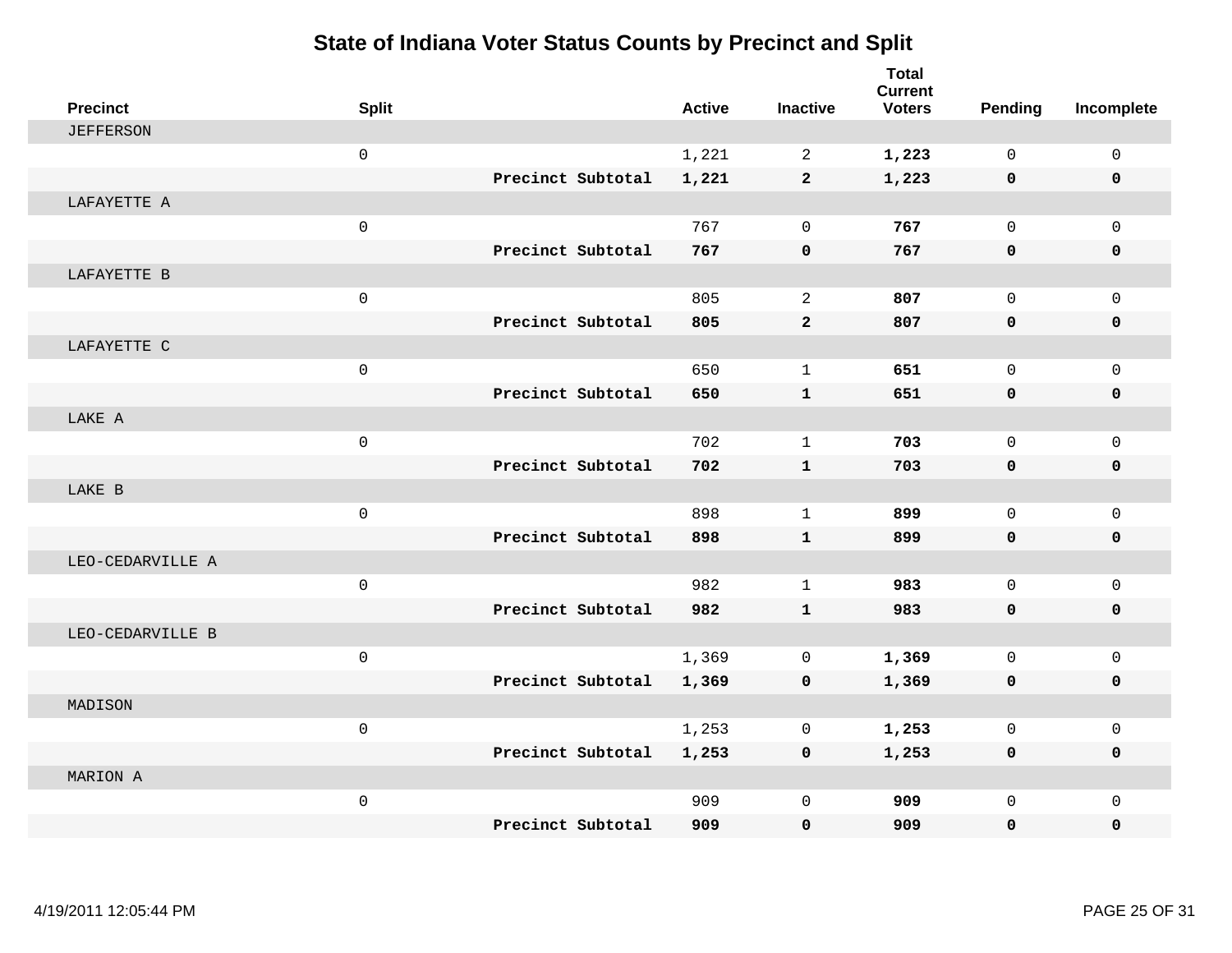# State of Indiana Voter Status Counts by Precinct and Split

| Precinct | Split | | Active | Inactive | Total Current Voters | Pending | Incomplete |
|---|---|---|---|---|---|---|---|
| JEFFERSON | | | | | | | |
| | 0 | | 1,221 | 2 | **1,223** | 0 | 0 |
| | | **Precinct Subtotal** | **1,221** | **2** | **1,223** | **0** | **0** |
| LAFAYETTE A | | | | | | | |
| | 0 | | 767 | 0 | **767** | 0 | 0 |
| | | **Precinct Subtotal** | **767** | **0** | **767** | **0** | **0** |
| LAFAYETTE B | | | | | | | |
| | 0 | | 805 | 2 | **807** | 0 | 0 |
| | | **Precinct Subtotal** | **805** | **2** | **807** | **0** | **0** |
| LAFAYETTE C | | | | | | | |
| | 0 | | 650 | 1 | **651** | 0 | 0 |
| | | **Precinct Subtotal** | **650** | **1** | **651** | **0** | **0** |
| LAKE A | | | | | | | |
| | 0 | | 702 | 1 | **703** | 0 | 0 |
| | | **Precinct Subtotal** | **702** | **1** | **703** | **0** | **0** |
| LAKE B | | | | | | | |
| | 0 | | 898 | 1 | **899** | 0 | 0 |
| | | **Precinct Subtotal** | **898** | **1** | **899** | **0** | **0** |
| LEO-CEDARVILLE A | | | | | | | |
| | 0 | | 982 | 1 | **983** | 0 | 0 |
| | | **Precinct Subtotal** | **982** | **1** | **983** | **0** | **0** |
| LEO-CEDARVILLE B | | | | | | | |
| | 0 | | 1,369 | 0 | **1,369** | 0 | 0 |
| | | **Precinct Subtotal** | **1,369** | **0** | **1,369** | **0** | **0** |
| MADISON | | | | | | | |
| | 0 | | 1,253 | 0 | **1,253** | 0 | 0 |
| | | **Precinct Subtotal** | **1,253** | **0** | **1,253** | **0** | **0** |
| MARION A | | | | | | | |
| | 0 | | 909 | 0 | **909** | 0 | 0 |
| | | **Precinct Subtotal** | **909** | **0** | **909** | **0** | **0** |

4/19/2011 12:05:44 PM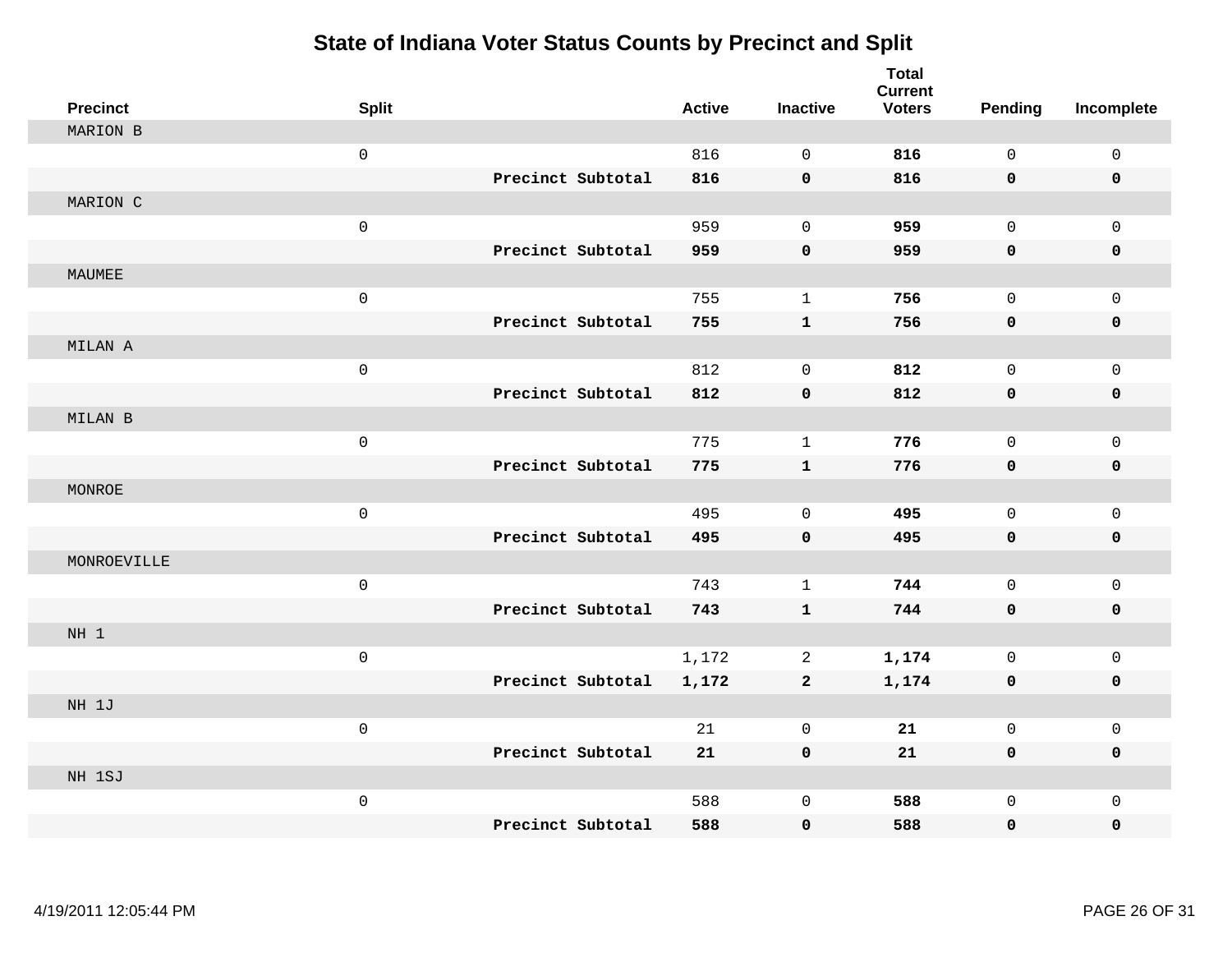# State of Indiana Voter Status Counts by Precinct and Split

| Precinct | Split | | Active | Inactive | Total Current Voters | Pending | Incomplete |
|---|---|---|---|---|---|---|---|
| MARION B | | | | | | | |
| | 0 | | 816 | 0 | **816** | 0 | 0 |
| | | **Precinct Subtotal** | **816** | **0** | **816** | **0** | **0** |
| MARION C | | | | | | | |
| | 0 | | 959 | 0 | **959** | 0 | 0 |
| | | **Precinct Subtotal** | **959** | **0** | **959** | **0** | **0** |
| MAUMEE | | | | | | | |
| | 0 | | 755 | 1 | **756** | 0 | 0 |
| | | **Precinct Subtotal** | **755** | **1** | **756** | **0** | **0** |
| MILAN A | | | | | | | |
| | 0 | | 812 | 0 | **812** | 0 | 0 |
| | | **Precinct Subtotal** | **812** | **0** | **812** | **0** | **0** |
| MILAN B | | | | | | | |
| | 0 | | 775 | 1 | **776** | 0 | 0 |
| | | **Precinct Subtotal** | **775** | **1** | **776** | **0** | **0** |
| MONROE | | | | | | | |
| | 0 | | 495 | 0 | **495** | 0 | 0 |
| | | **Precinct Subtotal** | **495** | **0** | **495** | **0** | **0** |
| MONROEVILLE | | | | | | | |
| | 0 | | 743 | 1 | **744** | 0 | 0 |
| | | **Precinct Subtotal** | **743** | **1** | **744** | **0** | **0** |
| NH 1 | | | | | | | |
| | 0 | | 1,172 | 2 | **1,174** | 0 | 0 |
| | | **Precinct Subtotal** | **1,172** | **2** | **1,174** | **0** | **0** |
| NH 1J | | | | | | | |
| | 0 | | 21 | 0 | **21** | 0 | 0 |
| | | **Precinct Subtotal** | **21** | **0** | **21** | **0** | **0** |
| NH 1SJ | | | | | | | |
| | 0 | | 588 | 0 | **588** | 0 | 0 |
| | | **Precinct Subtotal** | **588** | **0** | **588** | **0** | **0** |

4/19/2011 12:05:44 PM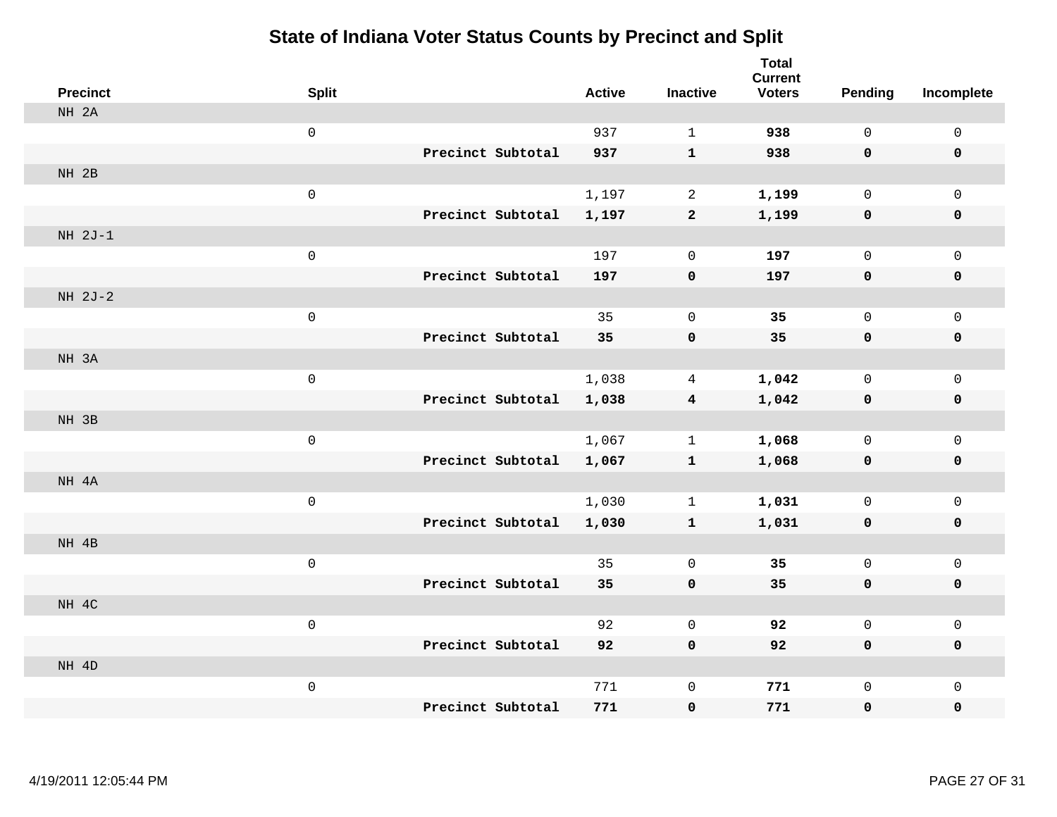# State of Indiana Voter Status Counts by Precinct and Split

| Precinct | Split | | Active | Inactive | Total Current Voters | Pending | Incomplete |
|---|---|---|---|---|---|---|---|
| NH 2A | | | | | | | |
| | 0 | | 937 | 1 | **938** | 0 | 0 |
| | | **Precinct Subtotal** | **937** | **1** | **938** | **0** | **0** |
| NH 2B | | | | | | | |
| | 0 | | 1,197 | 2 | **1,199** | 0 | 0 |
| | | **Precinct Subtotal** | **1,197** | **2** | **1,199** | **0** | **0** |
| NH 2J-1 | | | | | | | |
| | 0 | | 197 | 0 | **197** | 0 | 0 |
| | | **Precinct Subtotal** | **197** | **0** | **197** | **0** | **0** |
| NH 2J-2 | | | | | | | |
| | 0 | | 35 | 0 | **35** | 0 | 0 |
| | | **Precinct Subtotal** | **35** | **0** | **35** | **0** | **0** |
| NH 3A | | | | | | | |
| | 0 | | 1,038 | 4 | **1,042** | 0 | 0 |
| | | **Precinct Subtotal** | **1,038** | **4** | **1,042** | **0** | **0** |
| NH 3B | | | | | | | |
| | 0 | | 1,067 | 1 | **1,068** | 0 | 0 |
| | | **Precinct Subtotal** | **1,067** | **1** | **1,068** | **0** | **0** |
| NH 4A | | | | | | | |
| | 0 | | 1,030 | 1 | **1,031** | 0 | 0 |
| | | **Precinct Subtotal** | **1,030** | **1** | **1,031** | **0** | **0** |
| NH 4B | | | | | | | |
| | 0 | | 35 | 0 | **35** | 0 | 0 |
| | | **Precinct Subtotal** | **35** | **0** | **35** | **0** | **0** |
| NH 4C | | | | | | | |
| | 0 | | 92 | 0 | **92** | 0 | 0 |
| | | **Precinct Subtotal** | **92** | **0** | **92** | **0** | **0** |
| NH 4D | | | | | | | |
| | 0 | | 771 | 0 | **771** | 0 | 0 |
| | | **Precinct Subtotal** | **771** | **0** | **771** | **0** | **0** |

4/19/2011 12:05:44 PM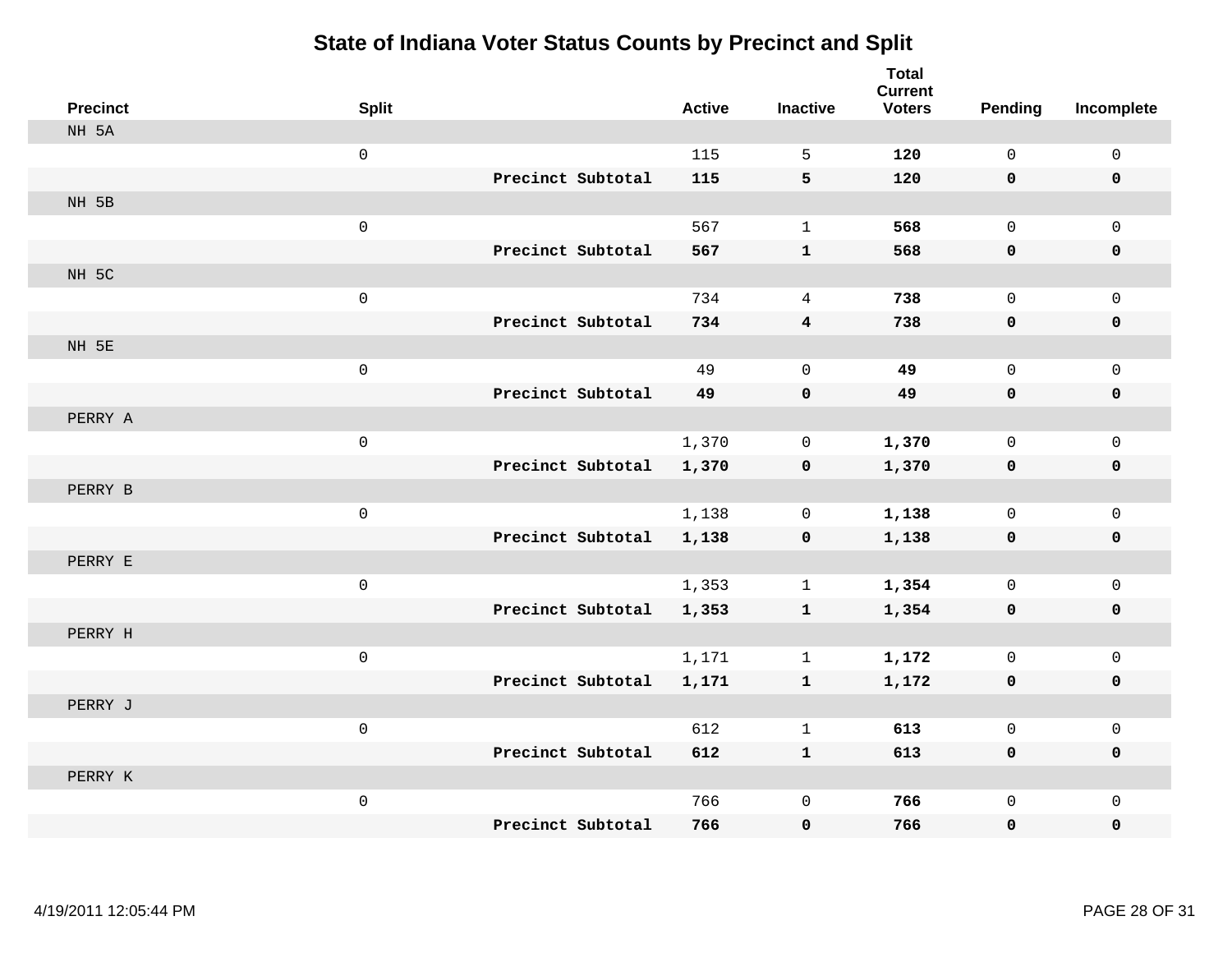# State of Indiana Voter Status Counts by Precinct and Split

| Precinct | Split | | Active | Inactive | Total Current Voters | Pending | Incomplete |
|---|---|---|---|---|---|---|---|
| NH 5A | | | | | | | |
| | 0 | | 115 | 5 | **120** | 0 | 0 |
| | | **Precinct Subtotal** | **115** | **5** | **120** | **0** | **0** |
| NH 5B | | | | | | | |
| | 0 | | 567 | 1 | **568** | 0 | 0 |
| | | **Precinct Subtotal** | **567** | **1** | **568** | **0** | **0** |
| NH 5C | | | | | | | |
| | 0 | | 734 | 4 | **738** | 0 | 0 |
| | | **Precinct Subtotal** | **734** | **4** | **738** | **0** | **0** |
| NH 5E | | | | | | | |
| | 0 | | 49 | 0 | **49** | 0 | 0 |
| | | **Precinct Subtotal** | **49** | **0** | **49** | **0** | **0** |
| PERRY A | | | | | | | |
| | 0 | | 1,370 | 0 | **1,370** | 0 | 0 |
| | | **Precinct Subtotal** | **1,370** | **0** | **1,370** | **0** | **0** |
| PERRY B | | | | | | | |
| | 0 | | 1,138 | 0 | **1,138** | 0 | 0 |
| | | **Precinct Subtotal** | **1,138** | **0** | **1,138** | **0** | **0** |
| PERRY E | | | | | | | |
| | 0 | | 1,353 | 1 | **1,354** | 0 | 0 |
| | | **Precinct Subtotal** | **1,353** | **1** | **1,354** | **0** | **0** |
| PERRY H | | | | | | | |
| | 0 | | 1,171 | 1 | **1,172** | 0 | 0 |
| | | **Precinct Subtotal** | **1,171** | **1** | **1,172** | **0** | **0** |
| PERRY J | | | | | | | |
| | 0 | | 612 | 1 | **613** | 0 | 0 |
| | | **Precinct Subtotal** | **612** | **1** | **613** | **0** | **0** |
| PERRY K | | | | | | | |
| | 0 | | 766 | 0 | **766** | 0 | 0 |
| | | **Precinct Subtotal** | **766** | **0** | **766** | **0** | **0** |

4/19/2011 12:05:44 PM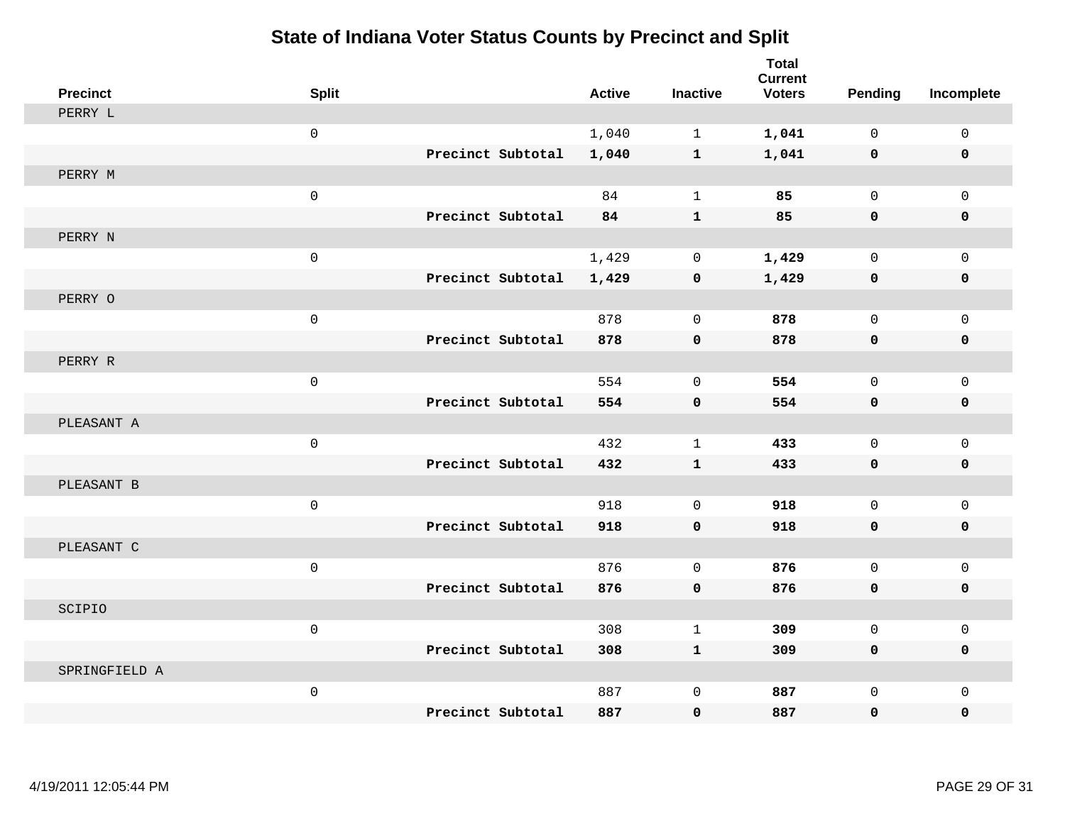# State of Indiana Voter Status Counts by Precinct and Split

| Precinct | Split | | Active | Inactive | Total Current Voters | Pending | Incomplete |
|---|---|---|---|---|---|---|---|
| PERRY L | | | | | | | |
| | 0 | | 1,040 | 1 | **1,041** | 0 | 0 |
| | | **Precinct Subtotal** | **1,040** | **1** | **1,041** | **0** | **0** |
| PERRY M | | | | | | | |
| | 0 | | 84 | 1 | **85** | 0 | 0 |
| | | **Precinct Subtotal** | **84** | **1** | **85** | **0** | **0** |
| PERRY N | | | | | | | |
| | 0 | | 1,429 | 0 | **1,429** | 0 | 0 |
| | | **Precinct Subtotal** | **1,429** | **0** | **1,429** | **0** | **0** |
| PERRY O | | | | | | | |
| | 0 | | 878 | 0 | **878** | 0 | 0 |
| | | **Precinct Subtotal** | **878** | **0** | **878** | **0** | **0** |
| PERRY R | | | | | | | |
| | 0 | | 554 | 0 | **554** | 0 | 0 |
| | | **Precinct Subtotal** | **554** | **0** | **554** | **0** | **0** |
| PLEASANT A | | | | | | | |
| | 0 | | 432 | 1 | **433** | 0 | 0 |
| | | **Precinct Subtotal** | **432** | **1** | **433** | **0** | **0** |
| PLEASANT B | | | | | | | |
| | 0 | | 918 | 0 | **918** | 0 | 0 |
| | | **Precinct Subtotal** | **918** | **0** | **918** | **0** | **0** |
| PLEASANT C | | | | | | | |
| | 0 | | 876 | 0 | **876** | 0 | 0 |
| | | **Precinct Subtotal** | **876** | **0** | **876** | **0** | **0** |
| SCIPIO | | | | | | | |
| | 0 | | 308 | 1 | **309** | 0 | 0 |
| | | **Precinct Subtotal** | **308** | **1** | **309** | **0** | **0** |
| SPRINGFIELD A | | | | | | | |
| | 0 | | 887 | 0 | **887** | 0 | 0 |
| | | **Precinct Subtotal** | **887** | **0** | **887** | **0** | **0** |

4/19/2011 12:05:44 PM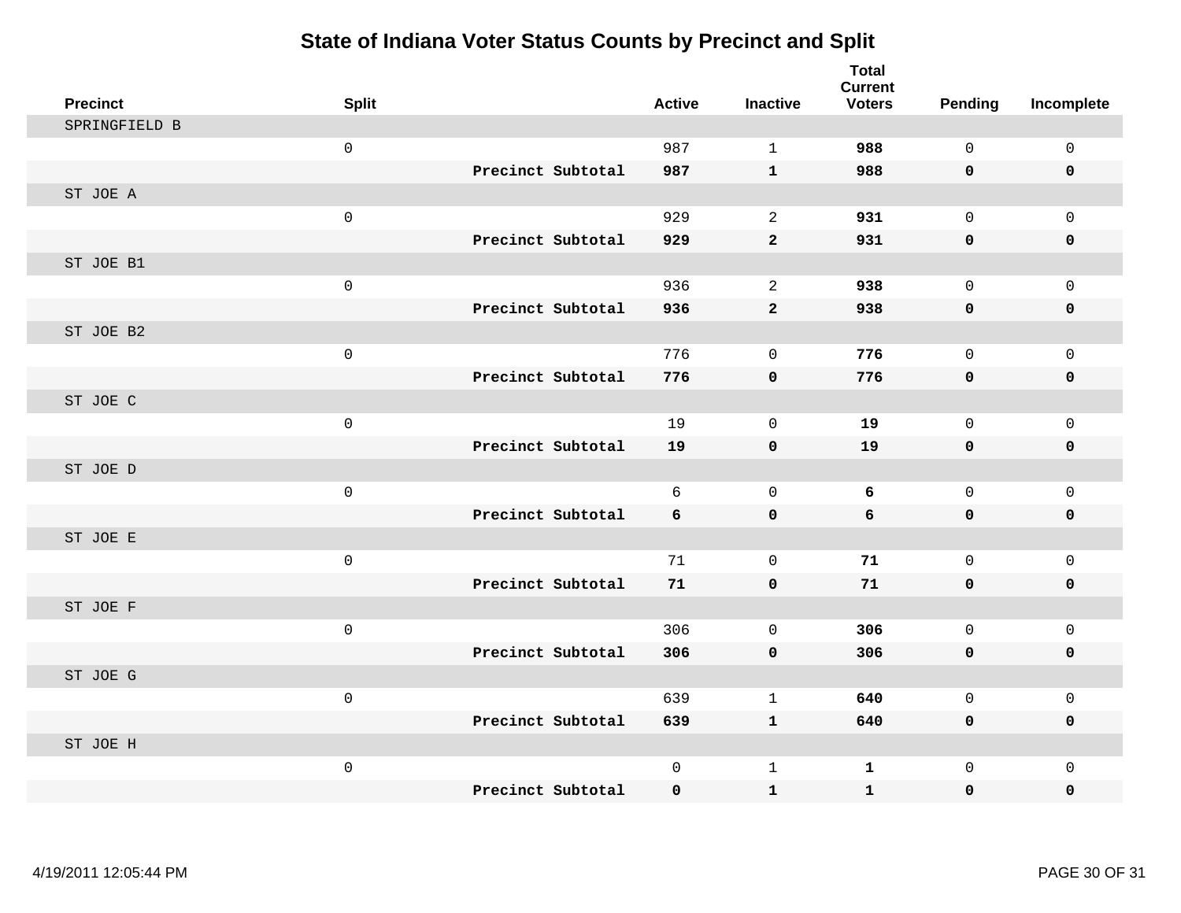# State of Indiana Voter Status Counts by Precinct and Split

| Precinct | Split | | Active | Inactive | Total Current Voters | Pending | Incomplete |
|---|---|---|---|---|---|---|---|
| SPRINGFIELD B | | | | | | | |
| | 0 | | 987 | 1 | **988** | 0 | 0 |
| | | **Precinct Subtotal** | **987** | **1** | **988** | **0** | **0** |
| ST JOE A | | | | | | | |
| | 0 | | 929 | 2 | **931** | 0 | 0 |
| | | **Precinct Subtotal** | **929** | **2** | **931** | **0** | **0** |
| ST JOE B1 | | | | | | | |
| | 0 | | 936 | 2 | **938** | 0 | 0 |
| | | **Precinct Subtotal** | **936** | **2** | **938** | **0** | **0** |
| ST JOE B2 | | | | | | | |
| | 0 | | 776 | 0 | **776** | 0 | 0 |
| | | **Precinct Subtotal** | **776** | **0** | **776** | **0** | **0** |
| ST JOE C | | | | | | | |
| | 0 | | 19 | 0 | **19** | 0 | 0 |
| | | **Precinct Subtotal** | **19** | **0** | **19** | **0** | **0** |
| ST JOE D | | | | | | | |
| | 0 | | 6 | 0 | **6** | 0 | 0 |
| | | **Precinct Subtotal** | **6** | **0** | **6** | **0** | **0** |
| ST JOE E | | | | | | | |
| | 0 | | 71 | 0 | **71** | 0 | 0 |
| | | **Precinct Subtotal** | **71** | **0** | **71** | **0** | **0** |
| ST JOE F | | | | | | | |
| | 0 | | 306 | 0 | **306** | 0 | 0 |
| | | **Precinct Subtotal** | **306** | **0** | **306** | **0** | **0** |
| ST JOE G | | | | | | | |
| | 0 | | 639 | 1 | **640** | 0 | 0 |
| | | **Precinct Subtotal** | **639** | **1** | **640** | **0** | **0** |
| ST JOE H | | | | | | | |
| | 0 | | 0 | 1 | **1** | 0 | 0 |
| | | **Precinct Subtotal** | **0** | **1** | **1** | **0** | **0** |

4/19/2011 12:05:44 PM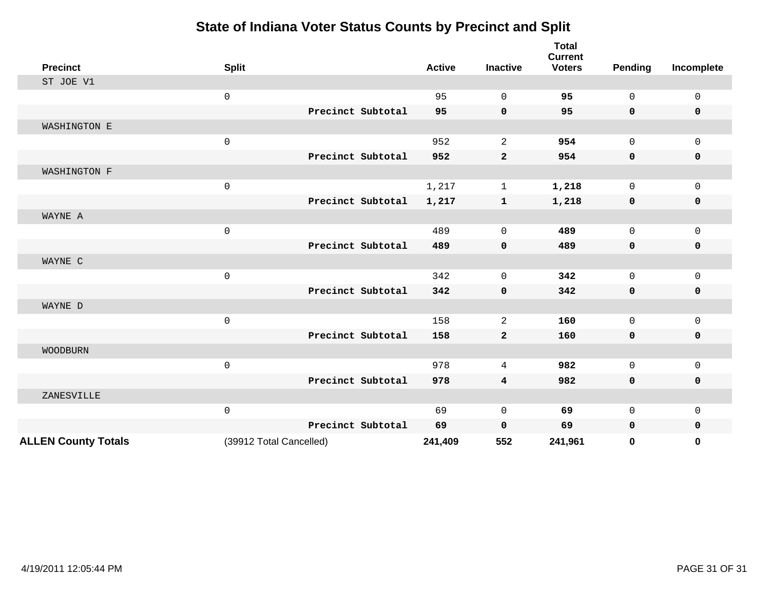# State of Indiana Voter Status Counts by Precinct and Split

| Precinct | Split | | Active | Inactive | Total Current Voters | Pending | Incomplete |
|---|---|---|---|---|---|---|---|
| ST JOE V1 | | | | | | | |
| | 0 | | 95 | 0 | **95** | 0 | 0 |
| | | **Precinct Subtotal** | **95** | **0** | **95** | **0** | **0** |
| WASHINGTON E | | | | | | | |
| | 0 | | 952 | 2 | **954** | 0 | 0 |
| | | **Precinct Subtotal** | **952** | **2** | **954** | **0** | **0** |
| WASHINGTON F | | | | | | | |
| | 0 | | 1,217 | 1 | **1,218** | 0 | 0 |
| | | **Precinct Subtotal** | **1,217** | **1** | **1,218** | **0** | **0** |
| WAYNE A | | | | | | | |
| | 0 | | 489 | 0 | **489** | 0 | 0 |
| | | **Precinct Subtotal** | **489** | **0** | **489** | **0** | **0** |
| WAYNE C | | | | | | | |
| | 0 | | 342 | 0 | **342** | 0 | 0 |
| | | **Precinct Subtotal** | **342** | **0** | **342** | **0** | **0** |
| WAYNE D | | | | | | | |
| | 0 | | 158 | 2 | **160** | 0 | 0 |
| | | **Precinct Subtotal** | **158** | **2** | **160** | **0** | **0** |
| WOODBURN | | | | | | | |
| | 0 | | 978 | 4 | **982** | 0 | 0 |
| | | **Precinct Subtotal** | **978** | **4** | **982** | **0** | **0** |
| ZANESVILLE | | | | | | | |
| | 0 | | 69 | 0 | **69** | 0 | 0 |
| | | **Precinct Subtotal** | **69** | **0** | **69** | **0** | **0** |
| **ALLEN County Totals** | (39912 Total Cancelled) | | **241,409** | **552** | **241,961** | **0** | **0** |

4/19/2011 12:05:44 PM